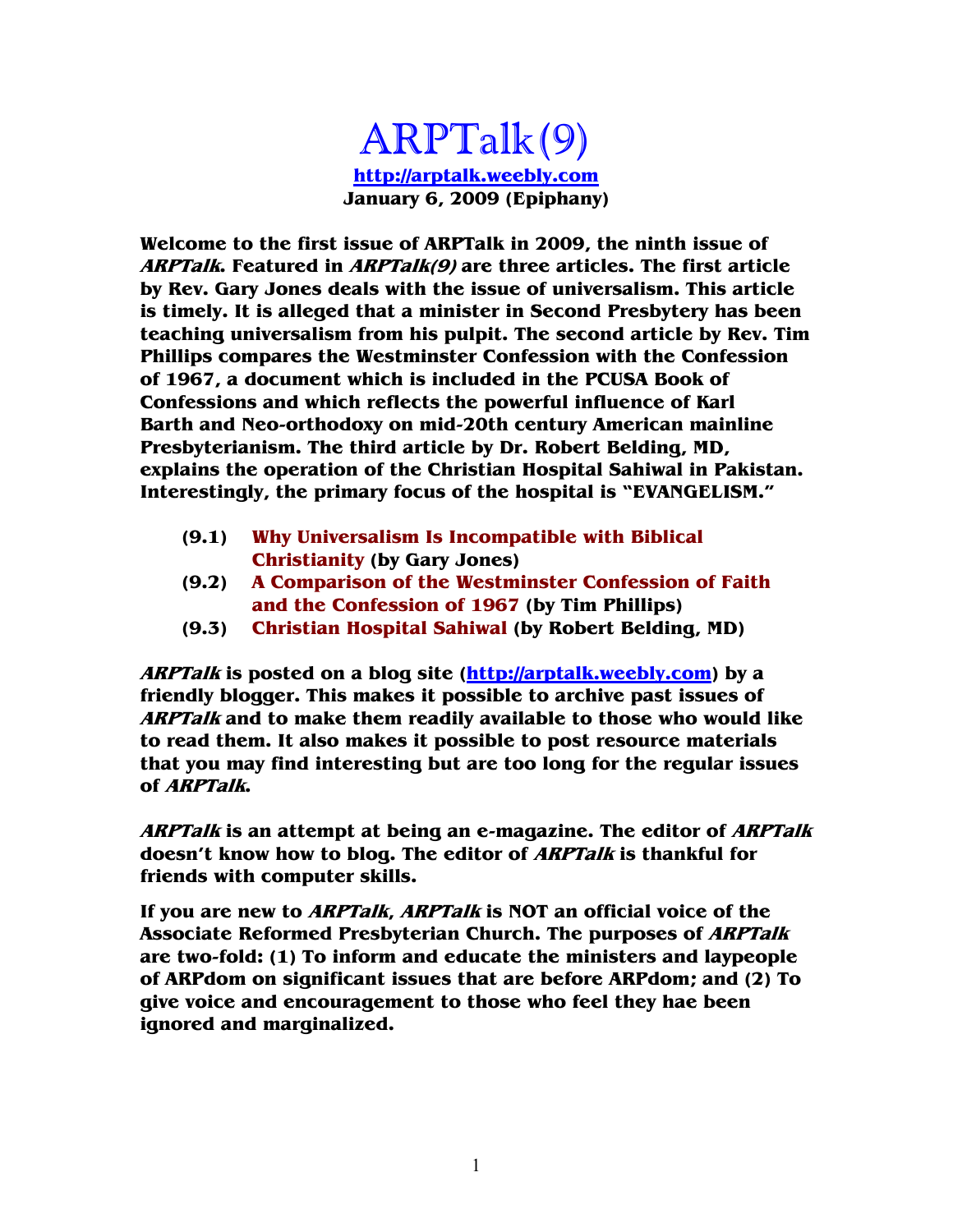# ARPTalk(9)

**http://arptalk.weebly.com**
**January 6, 2009 (Epiphany)**

**Welcome to the first issue of ARPTalk in 2009, the ninth issue of *ARPTalk*. Featured in *ARPTalk(9)* are three articles. The first article by Rev. Gary Jones deals with the issue of universalism. This article is timely. It is alleged that a minister in Second Presbytery has been teaching universalism from his pulpit. The second article by Rev. Tim Phillips compares the Westminster Confession with the Confession of 1967, a document which is included in the PCUSA Book of Confessions and which reflects the powerful influence of Karl Barth and Neo-orthodoxy on mid-20th century American mainline Presbyterianism. The third article by Dr. Robert Belding, MD, explains the operation of the Christian Hospital Sahiwal in Pakistan. Interestingly, the primary focus of the hospital is "EVANGELISM."**

- **(9.1) Why Universalism Is Incompatible with Biblical Christianity (by Gary Jones)**
- **(9.2) A Comparison of the Westminster Confession of Faith and the Confession of 1967 (by Tim Phillips)**
- **(9.3) Christian Hospital Sahiwal (by Robert Belding, MD)**

***ARPTalk* is posted on a blog site (http://arptalk.weebly.com) by a friendly blogger. This makes it possible to archive past issues of *ARPTalk* and to make them readily available to those who would like to read them. It also makes it possible to post resource materials that you may find interesting but are too long for the regular issues of *ARPTalk*.**

***ARPTalk* is an attempt at being an e-magazine. The editor of *ARPTalk* doesn't know how to blog. The editor of *ARPTalk* is thankful for friends with computer skills.**

**If you are new to *ARPTalk*, *ARPTalk* is NOT an official voice of the Associate Reformed Presbyterian Church. The purposes of *ARPTalk* are two-fold: (1) To inform and educate the ministers and laypeople of ARPdom on significant issues that are before ARPdom; and (2) To give voice and encouragement to those who feel they hae been ignored and marginalized.**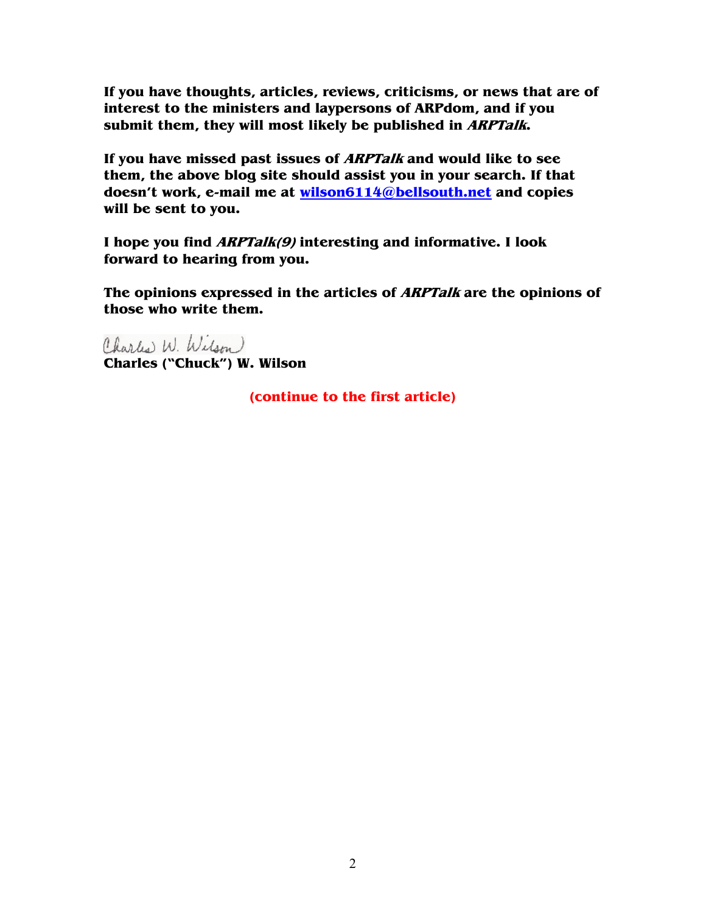**If you have thoughts, articles, reviews, criticisms, or news that are of interest to the ministers and laypersons of ARPdom, and if you submit them, they will most likely be published in *ARPTalk*.**

**If you have missed past issues of *ARPTalk* and would like to see them, the above blog site should assist you in your search. If that doesn't work, e-mail me at [wilson6114@bellsouth.net](mailto:wilson6114@bellsouth.net) and copies will be sent to you.**

**I hope you find *ARPTalk(9)* interesting and informative. I look forward to hearing from you.**

**The opinions expressed in the articles of *ARPTalk* are the opinions of those who write them.**

Charles W. Wilson

**Charles ("Chuck") W. Wilson**

**(continue to the first article)**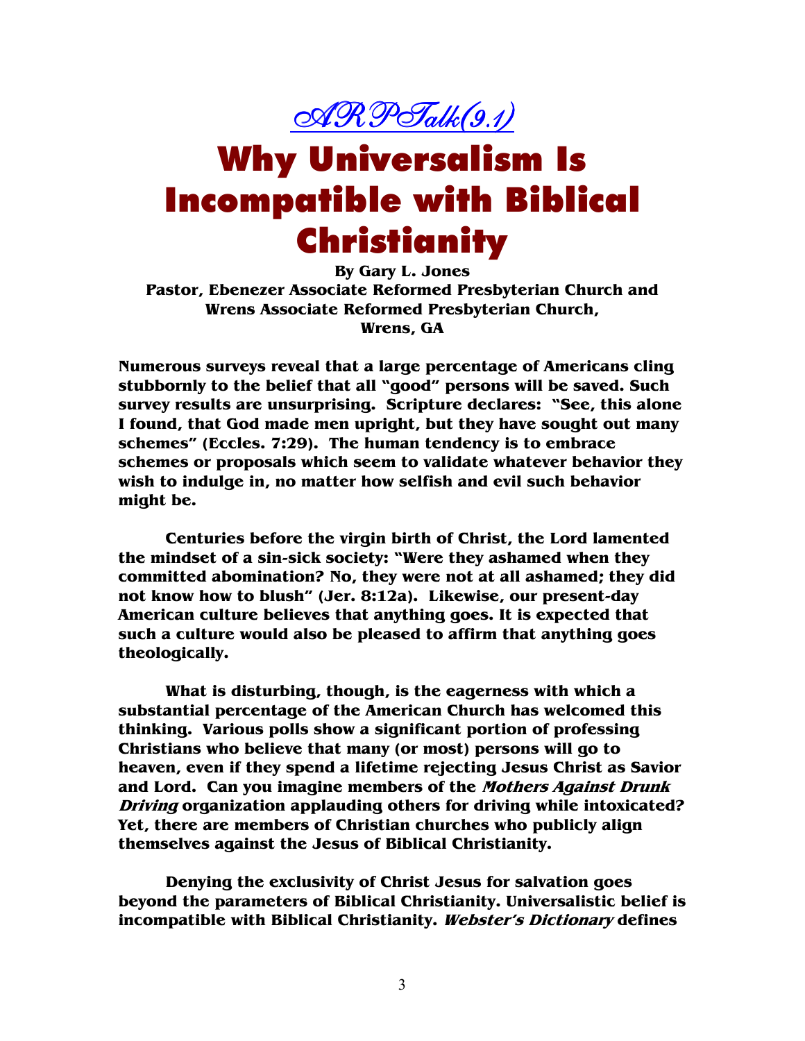*ARPTalk(9.1)*

# Why Universalism Is Incompatible with Biblical Christianity

**By Gary L. Jones**
**Pastor, Ebenezer Associate Reformed Presbyterian Church and Wrens Associate Reformed Presbyterian Church, Wrens, GA**

**Numerous surveys reveal that a large percentage of Americans cling stubbornly to the belief that all "good" persons will be saved. Such survey results are unsurprising. Scripture declares: "See, this alone I found, that God made men upright, but they have sought out many schemes" (Eccles. 7:29). The human tendency is to embrace schemes or proposals which seem to validate whatever behavior they wish to indulge in, no matter how selfish and evil such behavior might be.**

**Centuries before the virgin birth of Christ, the Lord lamented the mindset of a sin-sick society: "Were they ashamed when they committed abomination? No, they were not at all ashamed; they did not know how to blush" (Jer. 8:12a). Likewise, our present-day American culture believes that anything goes. It is expected that such a culture would also be pleased to affirm that anything goes theologically.**

**What is disturbing, though, is the eagerness with which a substantial percentage of the American Church has welcomed this thinking. Various polls show a significant portion of professing Christians who believe that many (or most) persons will go to heaven, even if they spend a lifetime rejecting Jesus Christ as Savior and Lord. Can you imagine members of the *Mothers Against Drunk Driving* organization applauding others for driving while intoxicated? Yet, there are members of Christian churches who publicly align themselves against the Jesus of Biblical Christianity.**

**Denying the exclusivity of Christ Jesus for salvation goes beyond the parameters of Biblical Christianity. Universalistic belief is incompatible with Biblical Christianity. *Webster's Dictionary* defines**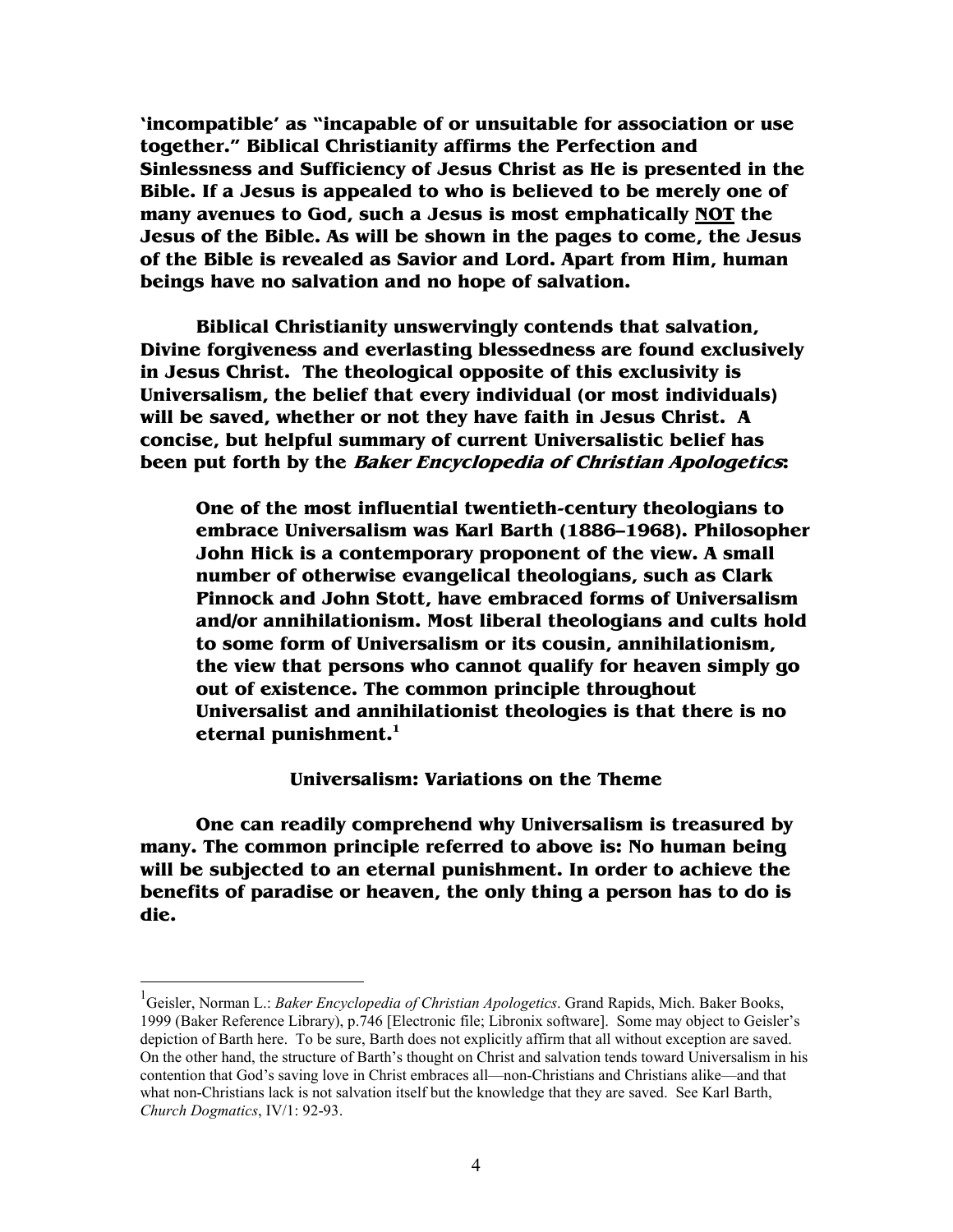**'incompatible' as "incapable of or unsuitable for association or use together." Biblical Christianity affirms the Perfection and Sinlessness and Sufficiency of Jesus Christ as He is presented in the Bible. If a Jesus is appealed to who is believed to be merely one of many avenues to God, such a Jesus is most emphatically <u>NOT</u> the Jesus of the Bible. As will be shown in the pages to come, the Jesus of the Bible is revealed as Savior and Lord. Apart from Him, human beings have no salvation and no hope of salvation.**

**Biblical Christianity unswervingly contends that salvation, Divine forgiveness and everlasting blessedness are found exclusively in Jesus Christ. The theological opposite of this exclusivity is Universalism, the belief that every individual (or most individuals) will be saved, whether or not they have faith in Jesus Christ. A concise, but helpful summary of current Universalistic belief has been put forth by the *Baker Encyclopedia of Christian Apologetics*:**

> **One of the most influential twentieth-century theologians to embrace Universalism was Karl Barth (1886–1968). Philosopher John Hick is a contemporary proponent of the view. A small number of otherwise evangelical theologians, such as Clark Pinnock and John Stott, have embraced forms of Universalism and/or annihilationism. Most liberal theologians and cults hold to some form of Universalism or its cousin, annihilationism, the view that persons who cannot qualify for heaven simply go out of existence. The common principle throughout Universalist and annihilationist theologies is that there is no eternal punishment.[1]**

### Universalism: Variations on the Theme

**One can readily comprehend why Universalism is treasured by many. The common principle referred to above is: No human being will be subjected to an eternal punishment. In order to achieve the benefits of paradise or heaven, the only thing a person has to do is die.**

---

[1] Geisler, Norman L.: *Baker Encyclopedia of Christian Apologetics*. Grand Rapids, Mich. Baker Books, 1999 (Baker Reference Library), p.746 [Electronic file; Libronix software]. Some may object to Geisler's depiction of Barth here. To be sure, Barth does not explicitly affirm that all without exception are saved. On the other hand, the structure of Barth's thought on Christ and salvation tends toward Universalism in his contention that God's saving love in Christ embraces all—non-Christians and Christians alike—and that what non-Christians lack is not salvation itself but the knowledge that they are saved. See Karl Barth, *Church Dogmatics*, IV/1: 92-93.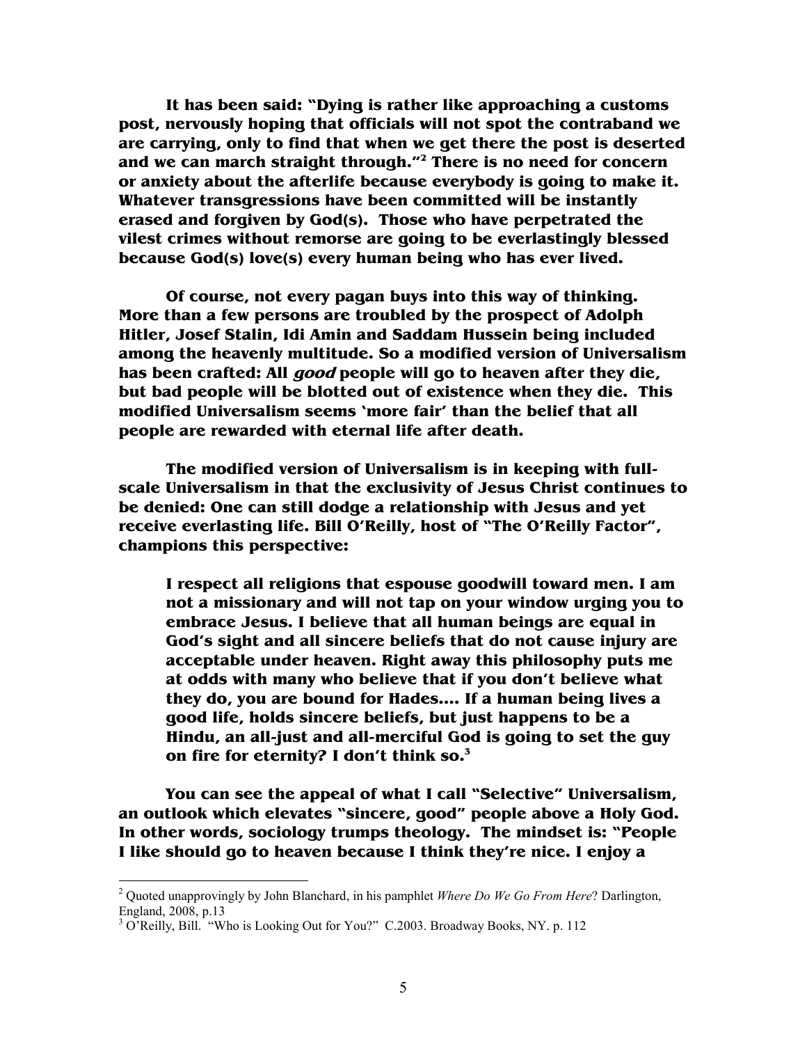It has been said: "Dying is rather like approaching a customs post, nervously hoping that officials will not spot the contraband we are carrying, only to find that when we get there the post is deserted and we can march straight through."[2] There is no need for concern or anxiety about the afterlife because everybody is going to make it. Whatever transgressions have been committed will be instantly erased and forgiven by God(s). Those who have perpetrated the vilest crimes without remorse are going to be everlastingly blessed because God(s) love(s) every human being who has ever lived.

Of course, not every pagan buys into this way of thinking. More than a few persons are troubled by the prospect of Adolph Hitler, Josef Stalin, Idi Amin and Saddam Hussein being included among the heavenly multitude. So a modified version of Universalism has been crafted: All *good* people will go to heaven after they die, but bad people will be blotted out of existence when they die. This modified Universalism seems 'more fair' than the belief that all people are rewarded with eternal life after death.

The modified version of Universalism is in keeping with full-scale Universalism in that the exclusivity of Jesus Christ continues to be denied: One can still dodge a relationship with Jesus and yet receive everlasting life. Bill O'Reilly, host of "The O'Reilly Factor", champions this perspective:

> I respect all religions that espouse goodwill toward men. I am not a missionary and will not tap on your window urging you to embrace Jesus. I believe that all human beings are equal in God's sight and all sincere beliefs that do not cause injury are acceptable under heaven. Right away this philosophy puts me at odds with many who believe that if you don't believe what they do, you are bound for Hades.... If a human being lives a good life, holds sincere beliefs, but just happens to be a Hindu, an all-just and all-merciful God is going to set the guy on fire for eternity? I don't think so.[3]

You can see the appeal of what I call "Selective" Universalism, an outlook which elevates "sincere, good" people above a Holy God. In other words, sociology trumps theology. The mindset is: "People I like should go to heaven because I think they're nice. I enjoy a

---

[2] Quoted unapprovingly by John Blanchard, in his pamphlet *Where Do We Go From Here*? Darlington, England, 2008, p.13

[3] O'Reilly, Bill. "Who is Looking Out for You?" C.2003. Broadway Books, NY. p. 112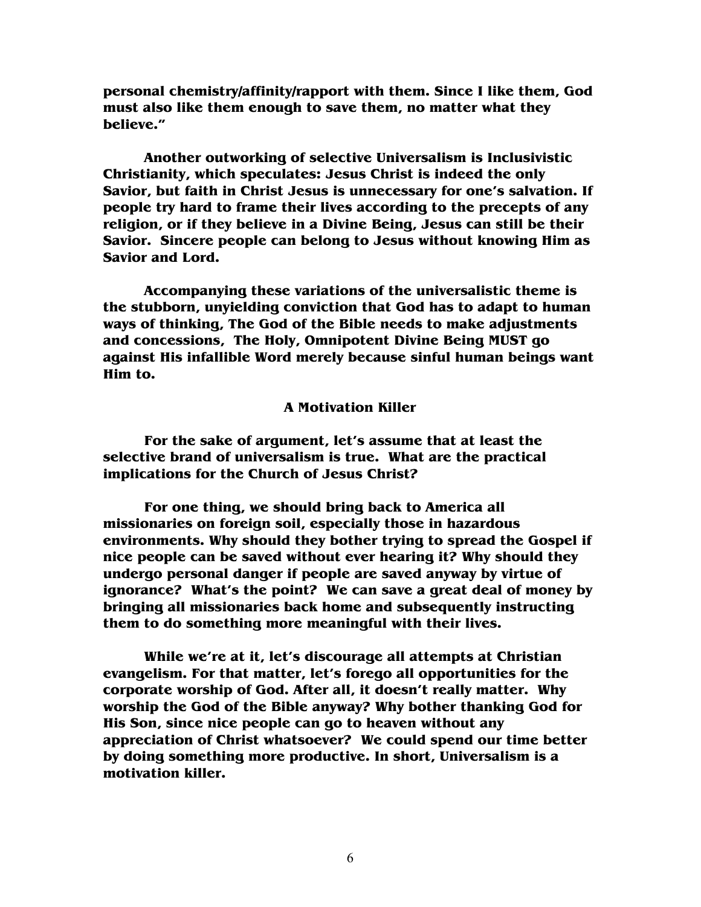**personal chemistry/affinity/rapport with them. Since I like them, God must also like them enough to save them, no matter what they believe."**

**Another outworking of selective Universalism is Inclusivistic Christianity, which speculates: Jesus Christ is indeed the only Savior, but faith in Christ Jesus is unnecessary for one's salvation. If people try hard to frame their lives according to the precepts of any religion, or if they believe in a Divine Being, Jesus can still be their Savior. Sincere people can belong to Jesus without knowing Him as Savior and Lord.**

**Accompanying these variations of the universalistic theme is the stubborn, unyielding conviction that God has to adapt to human ways of thinking, The God of the Bible needs to make adjustments and concessions, The Holy, Omnipotent Divine Being MUST go against His infallible Word merely because sinful human beings want Him to.**

### A Motivation Killer

**For the sake of argument, let's assume that at least the selective brand of universalism is true. What are the practical implications for the Church of Jesus Christ?**

**For one thing, we should bring back to America all missionaries on foreign soil, especially those in hazardous environments. Why should they bother trying to spread the Gospel if nice people can be saved without ever hearing it? Why should they undergo personal danger if people are saved anyway by virtue of ignorance? What's the point? We can save a great deal of money by bringing all missionaries back home and subsequently instructing them to do something more meaningful with their lives.**

**While we're at it, let's discourage all attempts at Christian evangelism. For that matter, let's forego all opportunities for the corporate worship of God. After all, it doesn't really matter. Why worship the God of the Bible anyway? Why bother thanking God for His Son, since nice people can go to heaven without any appreciation of Christ whatsoever? We could spend our time better by doing something more productive. In short, Universalism is a motivation killer.**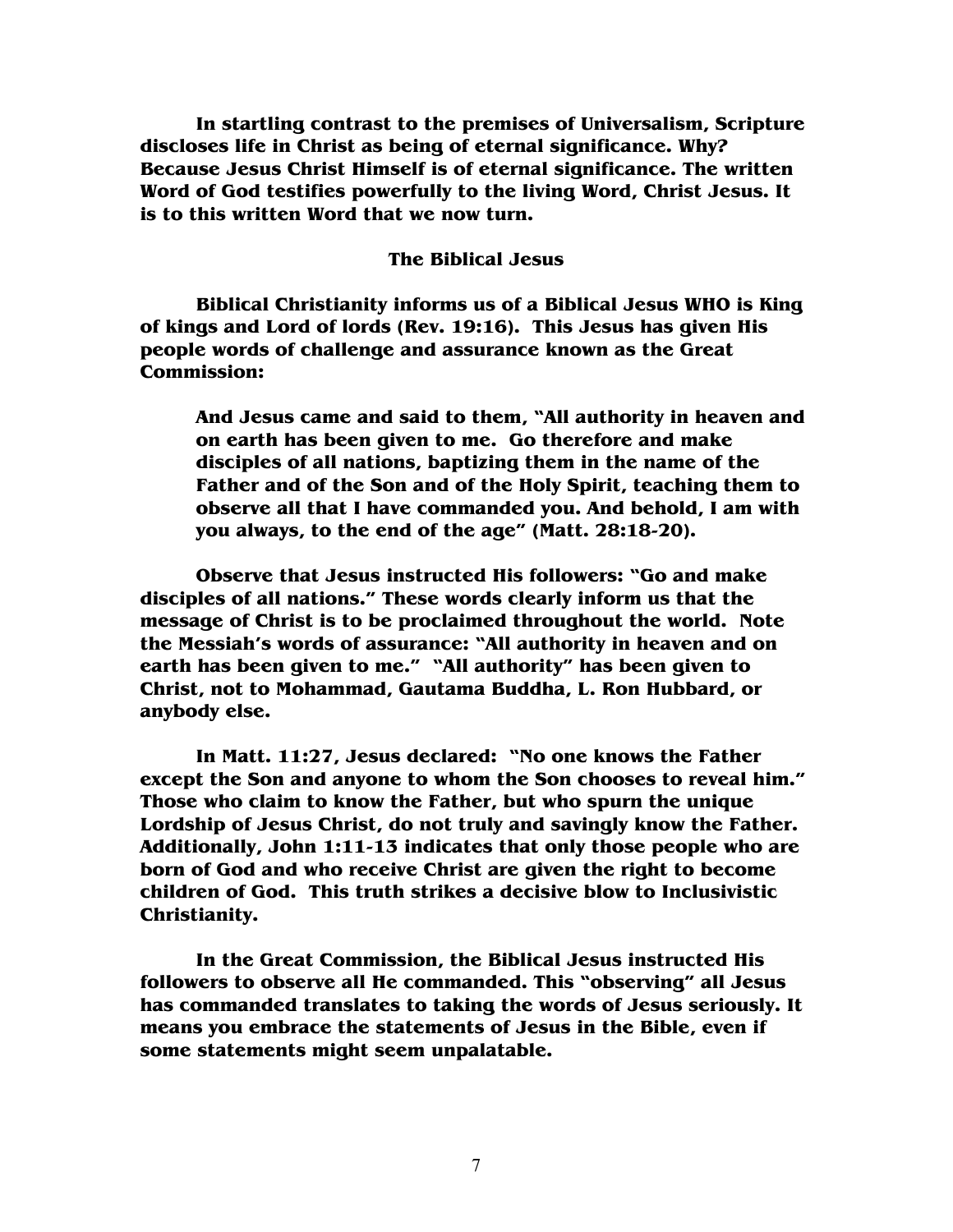In startling contrast to the premises of Universalism, Scripture discloses life in Christ as being of eternal significance. Why? Because Jesus Christ Himself is of eternal significance. The written Word of God testifies powerfully to the living Word, Christ Jesus. It is to this written Word that we now turn.

## The Biblical Jesus

Biblical Christianity informs us of a Biblical Jesus WHO is King of kings and Lord of lords (Rev. 19:16). This Jesus has given His people words of challenge and assurance known as the Great Commission:

> And Jesus came and said to them, "All authority in heaven and on earth has been given to me. Go therefore and make disciples of all nations, baptizing them in the name of the Father and of the Son and of the Holy Spirit, teaching them to observe all that I have commanded you. And behold, I am with you always, to the end of the age" (Matt. 28:18-20).

Observe that Jesus instructed His followers: "Go and make disciples of all nations." These words clearly inform us that the message of Christ is to be proclaimed throughout the world. Note the Messiah's words of assurance: "All authority in heaven and on earth has been given to me." "All authority" has been given to Christ, not to Mohammad, Gautama Buddha, L. Ron Hubbard, or anybody else.

In Matt. 11:27, Jesus declared: "No one knows the Father except the Son and anyone to whom the Son chooses to reveal him." Those who claim to know the Father, but who spurn the unique Lordship of Jesus Christ, do not truly and savingly know the Father. Additionally, John 1:11-13 indicates that only those people who are born of God and who receive Christ are given the right to become children of God. This truth strikes a decisive blow to Inclusivistic Christianity.

In the Great Commission, the Biblical Jesus instructed His followers to observe all He commanded. This "observing" all Jesus has commanded translates to taking the words of Jesus seriously. It means you embrace the statements of Jesus in the Bible, even if some statements might seem unpalatable.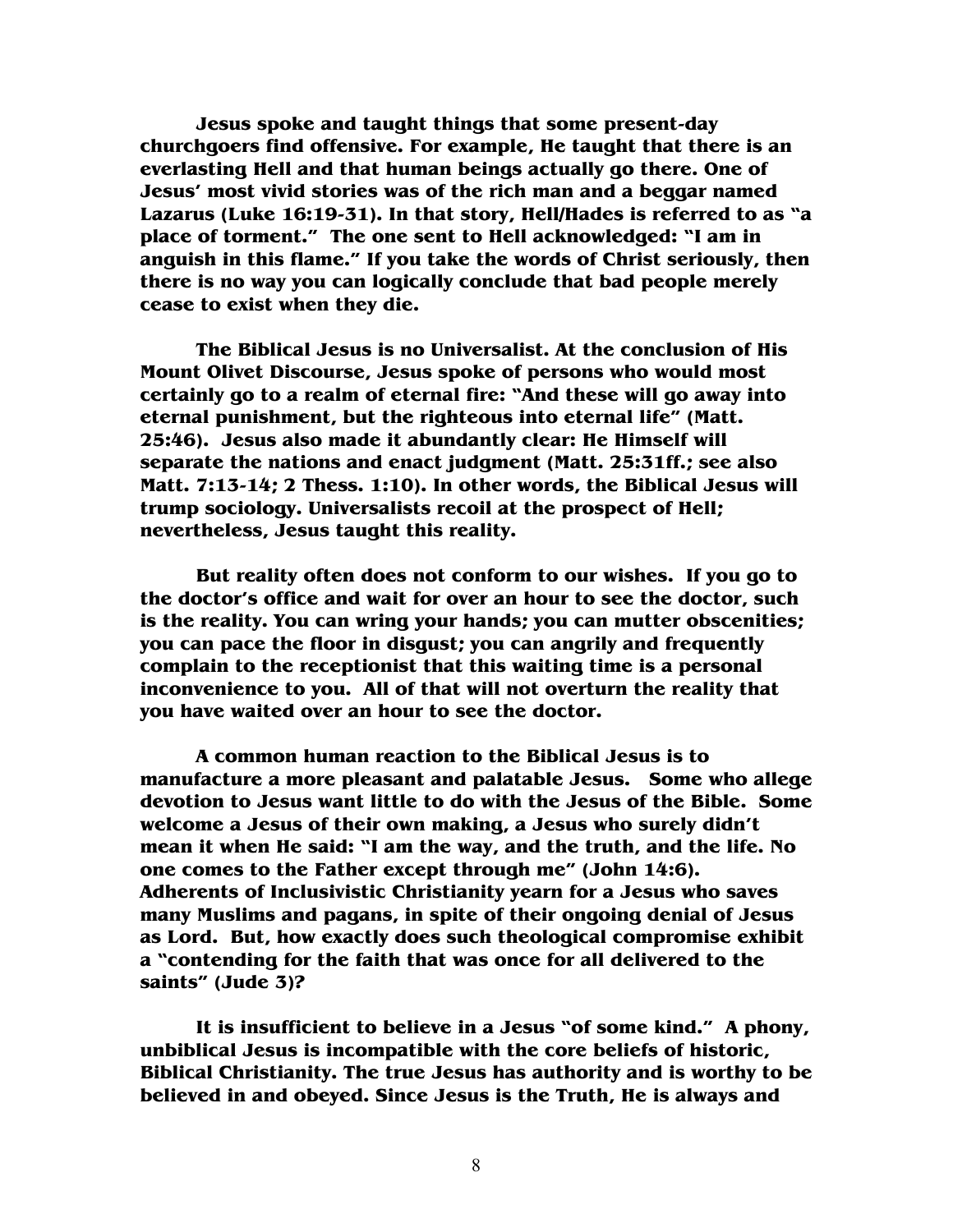Jesus spoke and taught things that some present-day churchgoers find offensive. For example, He taught that there is an everlasting Hell and that human beings actually go there. One of Jesus' most vivid stories was of the rich man and a beggar named Lazarus (Luke 16:19-31). In that story, Hell/Hades is referred to as "a place of torment." The one sent to Hell acknowledged: "I am in anguish in this flame." If you take the words of Christ seriously, then there is no way you can logically conclude that bad people merely cease to exist when they die.

The Biblical Jesus is no Universalist. At the conclusion of His Mount Olivet Discourse, Jesus spoke of persons who would most certainly go to a realm of eternal fire: "And these will go away into eternal punishment, but the righteous into eternal life" (Matt. 25:46). Jesus also made it abundantly clear: He Himself will separate the nations and enact judgment (Matt. 25:31ff.; see also Matt. 7:13-14; 2 Thess. 1:10). In other words, the Biblical Jesus will trump sociology. Universalists recoil at the prospect of Hell; nevertheless, Jesus taught this reality.

But reality often does not conform to our wishes. If you go to the doctor's office and wait for over an hour to see the doctor, such is the reality. You can wring your hands; you can mutter obscenities; you can pace the floor in disgust; you can angrily and frequently complain to the receptionist that this waiting time is a personal inconvenience to you. All of that will not overturn the reality that you have waited over an hour to see the doctor.

A common human reaction to the Biblical Jesus is to manufacture a more pleasant and palatable Jesus. Some who allege devotion to Jesus want little to do with the Jesus of the Bible. Some welcome a Jesus of their own making, a Jesus who surely didn't mean it when He said: "I am the way, and the truth, and the life. No one comes to the Father except through me" (John 14:6). Adherents of Inclusivistic Christianity yearn for a Jesus who saves many Muslims and pagans, in spite of their ongoing denial of Jesus as Lord. But, how exactly does such theological compromise exhibit a "contending for the faith that was once for all delivered to the saints" (Jude 3)?

It is insufficient to believe in a Jesus "of some kind." A phony, unbiblical Jesus is incompatible with the core beliefs of historic, Biblical Christianity. The true Jesus has authority and is worthy to be believed in and obeyed. Since Jesus is the Truth, He is always and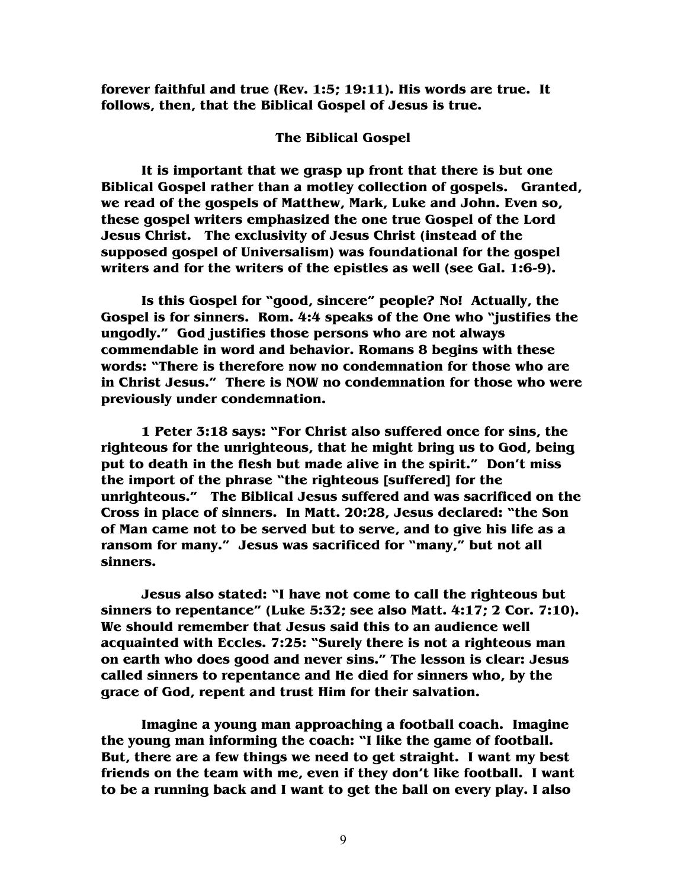**forever faithful and true (Rev. 1:5; 19:11). His words are true. It follows, then, that the Biblical Gospel of Jesus is true.**

### The Biblical Gospel

**It is important that we grasp up front that there is but one Biblical Gospel rather than a motley collection of gospels. Granted, we read of the gospels of Matthew, Mark, Luke and John. Even so, these gospel writers emphasized the one true Gospel of the Lord Jesus Christ. The exclusivity of Jesus Christ (instead of the supposed gospel of Universalism) was foundational for the gospel writers and for the writers of the epistles as well (see Gal. 1:6-9).**

**Is this Gospel for "good, sincere" people? No! Actually, the Gospel is for sinners. Rom. 4:4 speaks of the One who "justifies the ungodly." God justifies those persons who are not always commendable in word and behavior. Romans 8 begins with these words: "There is therefore now no condemnation for those who are in Christ Jesus." There is NOW no condemnation for those who were previously under condemnation.**

**1 Peter 3:18 says: "For Christ also suffered once for sins, the righteous for the unrighteous, that he might bring us to God, being put to death in the flesh but made alive in the spirit." Don't miss the import of the phrase "the righteous [suffered] for the unrighteous." The Biblical Jesus suffered and was sacrificed on the Cross in place of sinners. In Matt. 20:28, Jesus declared: "the Son of Man came not to be served but to serve, and to give his life as a ransom for many." Jesus was sacrificed for "many," but not all sinners.**

**Jesus also stated: "I have not come to call the righteous but sinners to repentance" (Luke 5:32; see also Matt. 4:17; 2 Cor. 7:10). We should remember that Jesus said this to an audience well acquainted with Eccles. 7:25: "Surely there is not a righteous man on earth who does good and never sins." The lesson is clear: Jesus called sinners to repentance and He died for sinners who, by the grace of God, repent and trust Him for their salvation.**

**Imagine a young man approaching a football coach. Imagine the young man informing the coach: "I like the game of football. But, there are a few things we need to get straight. I want my best friends on the team with me, even if they don't like football. I want to be a running back and I want to get the ball on every play. I also**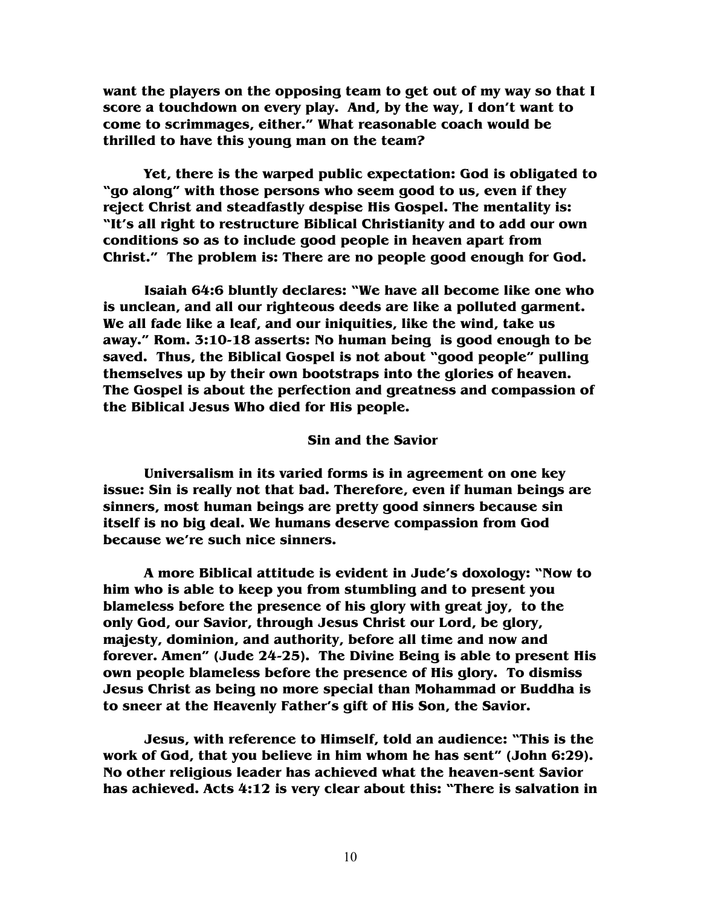**want the players on the opposing team to get out of my way so that I score a touchdown on every play. And, by the way, I don't want to come to scrimmages, either." What reasonable coach would be thrilled to have this young man on the team?**

**Yet, there is the warped public expectation: God is obligated to "go along" with those persons who seem good to us, even if they reject Christ and steadfastly despise His Gospel. The mentality is: "It's all right to restructure Biblical Christianity and to add our own conditions so as to include good people in heaven apart from Christ." The problem is: There are no people good enough for God.**

**Isaiah 64:6 bluntly declares: "We have all become like one who is unclean, and all our righteous deeds are like a polluted garment. We all fade like a leaf, and our iniquities, like the wind, take us away." Rom. 3:10-18 asserts: No human being is good enough to be saved. Thus, the Biblical Gospel is not about "good people" pulling themselves up by their own bootstraps into the glories of heaven. The Gospel is about the perfection and greatness and compassion of the Biblical Jesus Who died for His people.**

## Sin and the Savior

**Universalism in its varied forms is in agreement on one key issue: Sin is really not that bad. Therefore, even if human beings are sinners, most human beings are pretty good sinners because sin itself is no big deal. We humans deserve compassion from God because we're such nice sinners.**

**A more Biblical attitude is evident in Jude's doxology: "Now to him who is able to keep you from stumbling and to present you blameless before the presence of his glory with great joy, to the only God, our Savior, through Jesus Christ our Lord, be glory, majesty, dominion, and authority, before all time and now and forever. Amen" (Jude 24-25). The Divine Being is able to present His own people blameless before the presence of His glory. To dismiss Jesus Christ as being no more special than Mohammad or Buddha is to sneer at the Heavenly Father's gift of His Son, the Savior.**

**Jesus, with reference to Himself, told an audience: "This is the work of God, that you believe in him whom he has sent" (John 6:29). No other religious leader has achieved what the heaven-sent Savior has achieved. Acts 4:12 is very clear about this: "There is salvation in**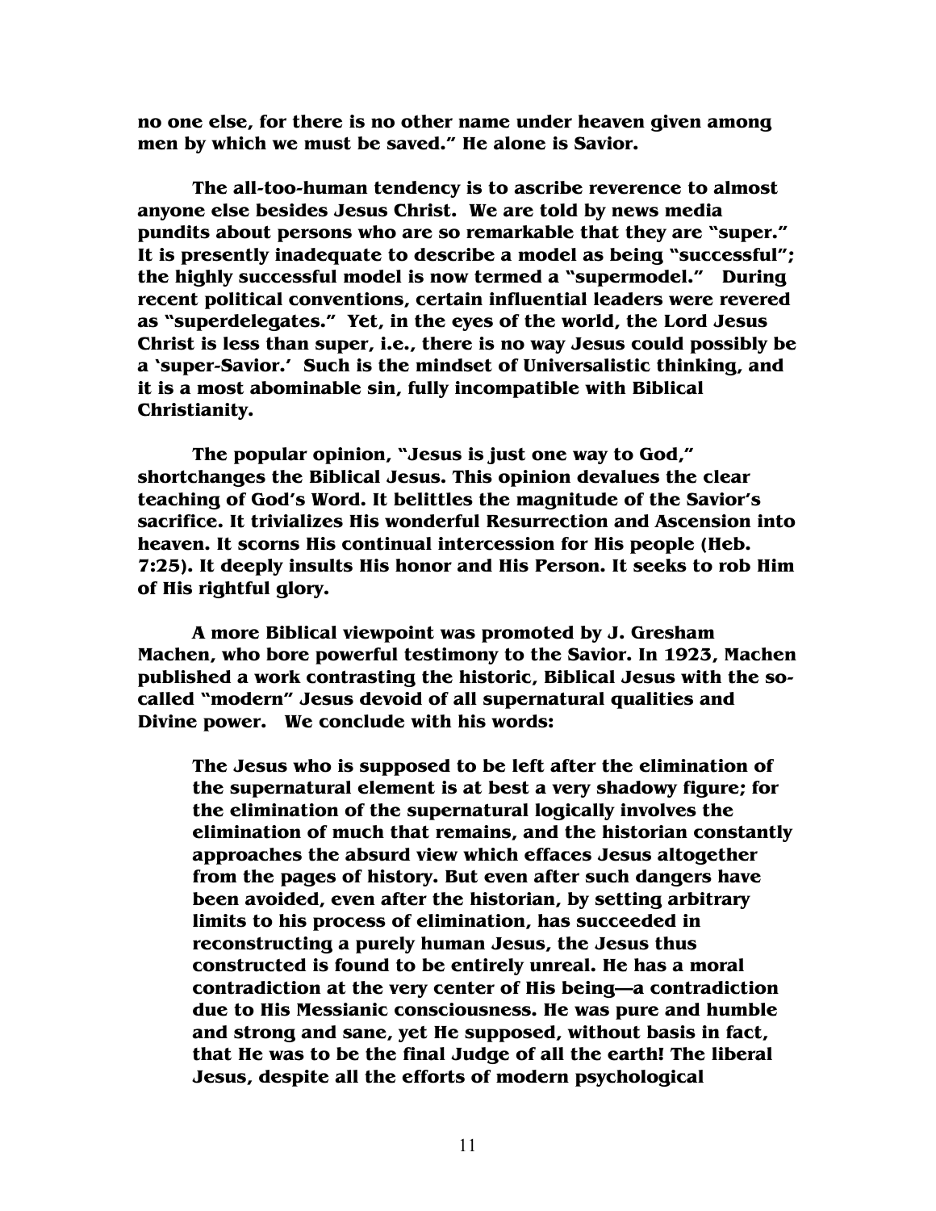**no one else, for there is no other name under heaven given among men by which we must be saved." He alone is Savior.**

**The all-too-human tendency is to ascribe reverence to almost anyone else besides Jesus Christ. We are told by news media pundits about persons who are so remarkable that they are "super." It is presently inadequate to describe a model as being "successful"; the highly successful model is now termed a "supermodel." During recent political conventions, certain influential leaders were revered as "superdelegates." Yet, in the eyes of the world, the Lord Jesus Christ is less than super, i.e., there is no way Jesus could possibly be a 'super-Savior.' Such is the mindset of Universalistic thinking, and it is a most abominable sin, fully incompatible with Biblical Christianity.**

**The popular opinion, "Jesus is just one way to God," shortchanges the Biblical Jesus. This opinion devalues the clear teaching of God's Word. It belittles the magnitude of the Savior's sacrifice. It trivializes His wonderful Resurrection and Ascension into heaven. It scorns His continual intercession for His people (Heb. 7:25). It deeply insults His honor and His Person. It seeks to rob Him of His rightful glory.**

**A more Biblical viewpoint was promoted by J. Gresham Machen, who bore powerful testimony to the Savior. In 1923, Machen published a work contrasting the historic, Biblical Jesus with the so-called "modern" Jesus devoid of all supernatural qualities and Divine power. We conclude with his words:**

> **The Jesus who is supposed to be left after the elimination of the supernatural element is at best a very shadowy figure; for the elimination of the supernatural logically involves the elimination of much that remains, and the historian constantly approaches the absurd view which effaces Jesus altogether from the pages of history. But even after such dangers have been avoided, even after the historian, by setting arbitrary limits to his process of elimination, has succeeded in reconstructing a purely human Jesus, the Jesus thus constructed is found to be entirely unreal. He has a moral contradiction at the very center of His being—a contradiction due to His Messianic consciousness. He was pure and humble and strong and sane, yet He supposed, without basis in fact, that He was to be the final Judge of all the earth! The liberal Jesus, despite all the efforts of modern psychological**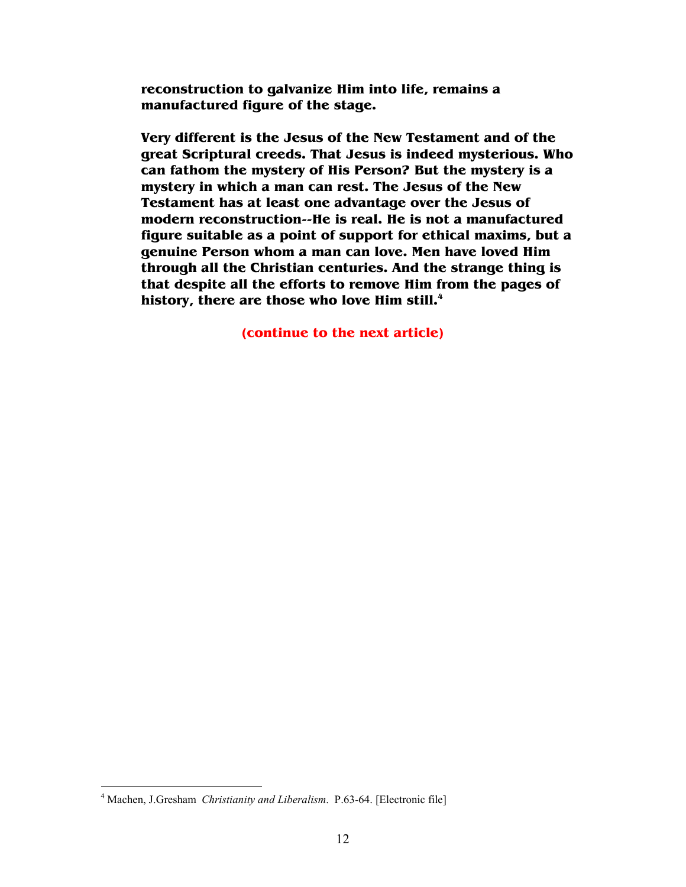**reconstruction to galvanize Him into life, remains a manufactured figure of the stage.**

**Very different is the Jesus of the New Testament and of the great Scriptural creeds. That Jesus is indeed mysterious. Who can fathom the mystery of His Person? But the mystery is a mystery in which a man can rest. The Jesus of the New Testament has at least one advantage over the Jesus of modern reconstruction--He is real. He is not a manufactured figure suitable as a point of support for ethical maxims, but a genuine Person whom a man can love. Men have loved Him through all the Christian centuries. And the strange thing is that despite all the efforts to remove Him from the pages of history, there are those who love Him still.[4]**

**(continue to the next article)**

---

[4] Machen, J.Gresham *Christianity and Liberalism*. P.63-64. [Electronic file]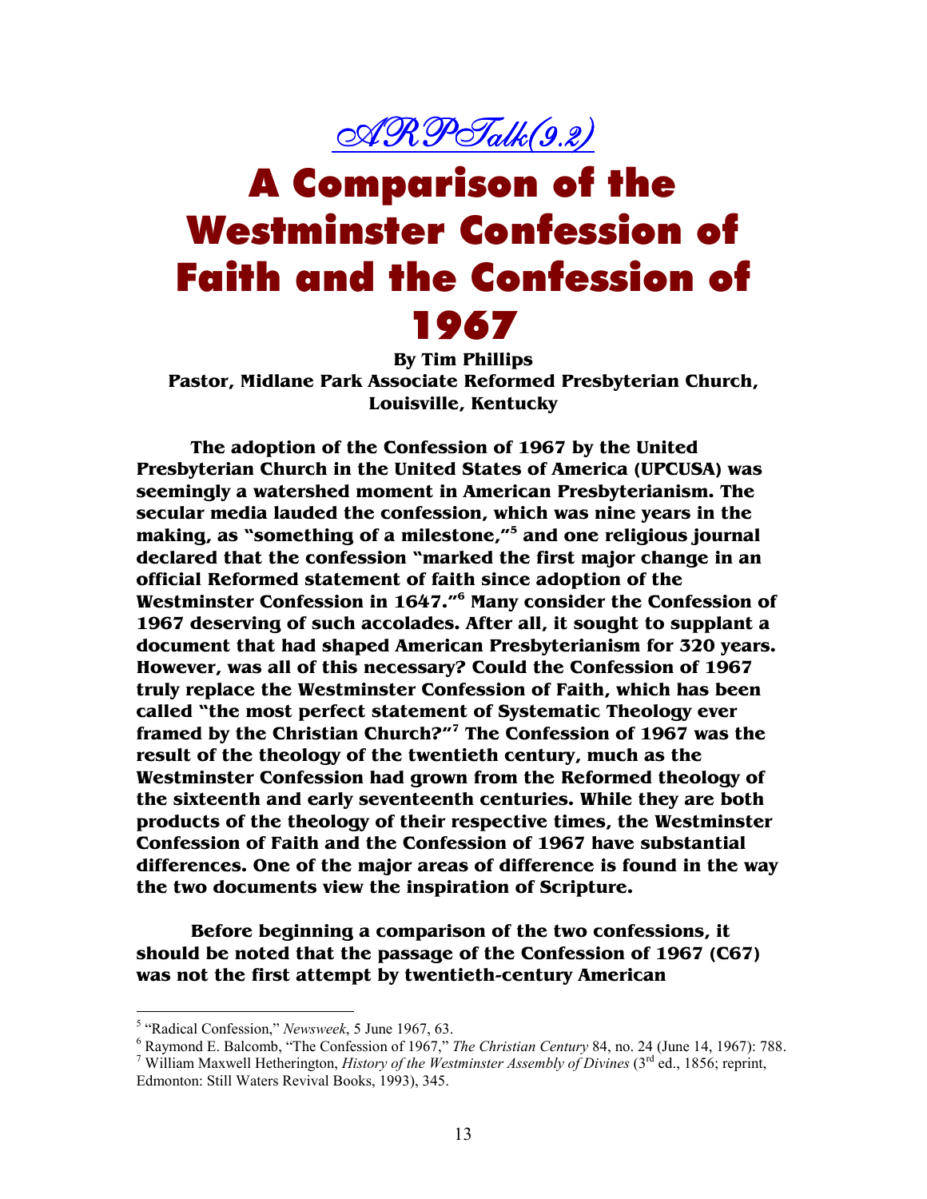*ARPTalk(9.2)*

# A Comparison of the Westminster Confession of Faith and the Confession of 1967

**By Tim Phillips**
**Pastor, Midlane Park Associate Reformed Presbyterian Church, Louisville, Kentucky**

**The adoption of the Confession of 1967 by the United Presbyterian Church in the United States of America (UPCUSA) was seemingly a watershed moment in American Presbyterianism. The secular media lauded the confession, which was nine years in the making, as "something of a milestone,"[5] and one religious journal declared that the confession "marked the first major change in an official Reformed statement of faith since adoption of the Westminster Confession in 1647."[6] Many consider the Confession of 1967 deserving of such accolades. After all, it sought to supplant a document that had shaped American Presbyterianism for 320 years. However, was all of this necessary? Could the Confession of 1967 truly replace the Westminster Confession of Faith, which has been called "the most perfect statement of Systematic Theology ever framed by the Christian Church?"[7] The Confession of 1967 was the result of the theology of the twentieth century, much as the Westminster Confession had grown from the Reformed theology of the sixteenth and early seventeenth centuries. While they are both products of the theology of their respective times, the Westminster Confession of Faith and the Confession of 1967 have substantial differences. One of the major areas of difference is found in the way the two documents view the inspiration of Scripture.**

**Before beginning a comparison of the two confessions, it should be noted that the passage of the Confession of 1967 (C67) was not the first attempt by twentieth-century American**

---

[5] "Radical Confession," *Newsweek*, 5 June 1967, 63.

[6] Raymond E. Balcomb, "The Confession of 1967," *The Christian Century* 84, no. 24 (June 14, 1967): 788.

[7] William Maxwell Hetherington, *History of the Westminster Assembly of Divines* (3rd ed., 1856; reprint, Edmonton: Still Waters Revival Books, 1993), 345.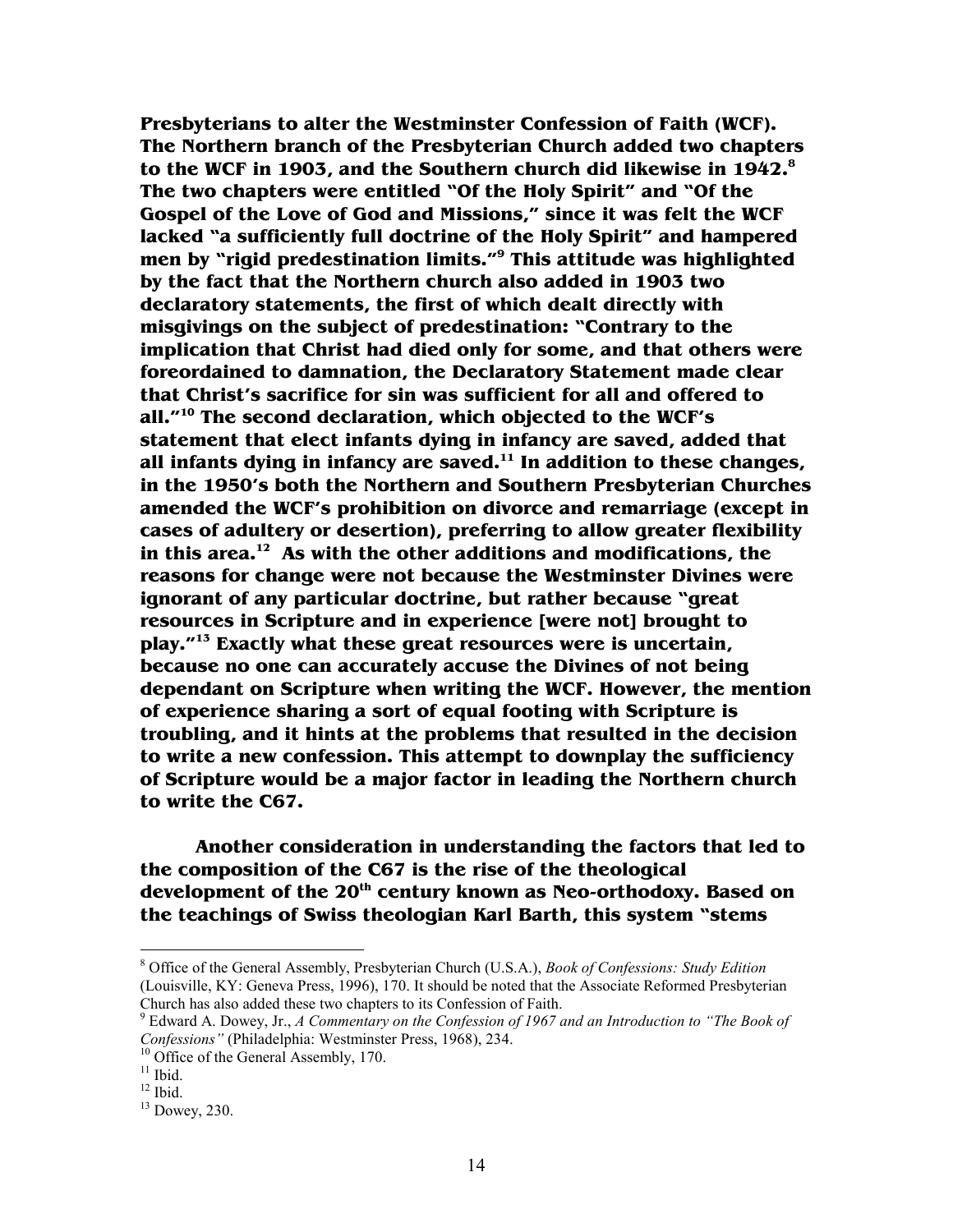Presbyterians to alter the Westminster Confession of Faith (WCF). The Northern branch of the Presbyterian Church added two chapters to the WCF in 1903, and the Southern church did likewise in 1942.[8] The two chapters were entitled "Of the Holy Spirit" and "Of the Gospel of the Love of God and Missions," since it was felt the WCF lacked "a sufficiently full doctrine of the Holy Spirit" and hampered men by "rigid predestination limits."[9] This attitude was highlighted by the fact that the Northern church also added in 1903 two declaratory statements, the first of which dealt directly with misgivings on the subject of predestination: "Contrary to the implication that Christ had died only for some, and that others were foreordained to damnation, the Declaratory Statement made clear that Christ's sacrifice for sin was sufficient for all and offered to all."[10] The second declaration, which objected to the WCF's statement that elect infants dying in infancy are saved, added that all infants dying in infancy are saved.[11] In addition to these changes, in the 1950's both the Northern and Southern Presbyterian Churches amended the WCF's prohibition on divorce and remarriage (except in cases of adultery or desertion), preferring to allow greater flexibility in this area.[12] As with the other additions and modifications, the reasons for change were not because the Westminster Divines were ignorant of any particular doctrine, but rather because "great resources in Scripture and in experience [were not] brought to play."[13] Exactly what these great resources were is uncertain, because no one can accurately accuse the Divines of not being dependant on Scripture when writing the WCF. However, the mention of experience sharing a sort of equal footing with Scripture is troubling, and it hints at the problems that resulted in the decision to write a new confession. This attempt to downplay the sufficiency of Scripture would be a major factor in leading the Northern church to write the C67.

Another consideration in understanding the factors that led to the composition of the C67 is the rise of the theological development of the 20th century known as Neo-orthodoxy. Based on the teachings of Swiss theologian Karl Barth, this system "stems

---

[8] Office of the General Assembly, Presbyterian Church (U.S.A.), *Book of Confessions: Study Edition* (Louisville, KY: Geneva Press, 1996), 170. It should be noted that the Associate Reformed Presbyterian Church has also added these two chapters to its Confession of Faith.

[9] Edward A. Dowey, Jr., *A Commentary on the Confession of 1967 and an Introduction to "The Book of Confessions"* (Philadelphia: Westminster Press, 1968), 234.

[10] Office of the General Assembly, 170.

[11] Ibid.

[12] Ibid.

[13] Dowey, 230.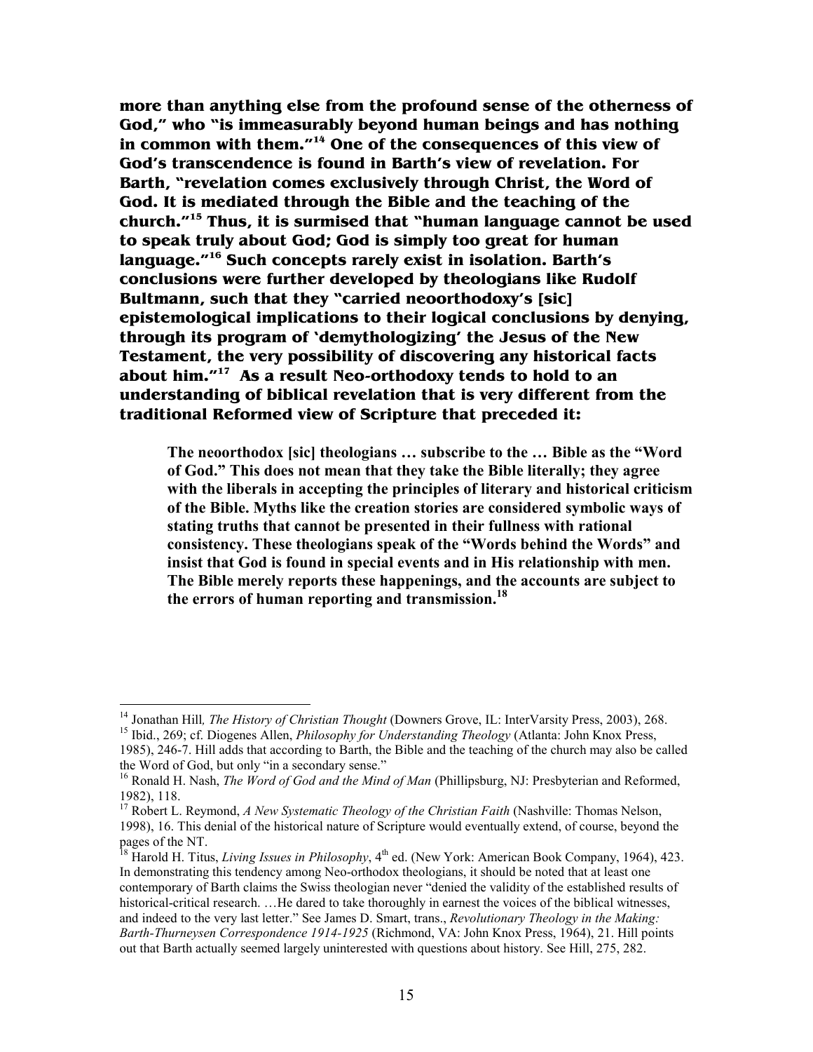**more than anything else from the profound sense of the otherness of God," who "is immeasurably beyond human beings and has nothing in common with them."[14] One of the consequences of this view of God's transcendence is found in Barth's view of revelation. For Barth, "revelation comes exclusively through Christ, the Word of God. It is mediated through the Bible and the teaching of the church."[15] Thus, it is surmised that "human language cannot be used to speak truly about God; God is simply too great for human language."[16] Such concepts rarely exist in isolation. Barth's conclusions were further developed by theologians like Rudolf Bultmann, such that they "carried neoorthodoxy's [sic] epistemological implications to their logical conclusions by denying, through its program of 'demythologizing' the Jesus of the New Testament, the very possibility of discovering any historical facts about him."[17] As a result Neo-orthodoxy tends to hold to an understanding of biblical revelation that is very different from the traditional Reformed view of Scripture that preceded it:**

> **The neoorthodox [sic] theologians … subscribe to the … Bible as the "Word of God." This does not mean that they take the Bible literally; they agree with the liberals in accepting the principles of literary and historical criticism of the Bible. Myths like the creation stories are considered symbolic ways of stating truths that cannot be presented in their fullness with rational consistency. These theologians speak of the "Words behind the Words" and insist that God is found in special events and in His relationship with men. The Bible merely reports these happenings, and the accounts are subject to the errors of human reporting and transmission.[18]**

---

[14] Jonathan Hill, *The History of Christian Thought* (Downers Grove, IL: InterVarsity Press, 2003), 268.

[15] Ibid., 269; cf. Diogenes Allen, *Philosophy for Understanding Theology* (Atlanta: John Knox Press, 1985), 246-7. Hill adds that according to Barth, the Bible and the teaching of the church may also be called the Word of God, but only "in a secondary sense."

[16] Ronald H. Nash, *The Word of God and the Mind of Man* (Phillipsburg, NJ: Presbyterian and Reformed, 1982), 118.

[17] Robert L. Reymond, *A New Systematic Theology of the Christian Faith* (Nashville: Thomas Nelson, 1998), 16. This denial of the historical nature of Scripture would eventually extend, of course, beyond the pages of the NT.

[18] Harold H. Titus, *Living Issues in Philosophy*, 4th ed. (New York: American Book Company, 1964), 423. In demonstrating this tendency among Neo-orthodox theologians, it should be noted that at least one contemporary of Barth claims the Swiss theologian never "denied the validity of the established results of historical-critical research. …He dared to take thoroughly in earnest the voices of the biblical witnesses, and indeed to the very last letter." See James D. Smart, trans., *Revolutionary Theology in the Making: Barth-Thurneysen Correspondence 1914-1925* (Richmond, VA: John Knox Press, 1964), 21. Hill points out that Barth actually seemed largely uninterested with questions about history. See Hill, 275, 282.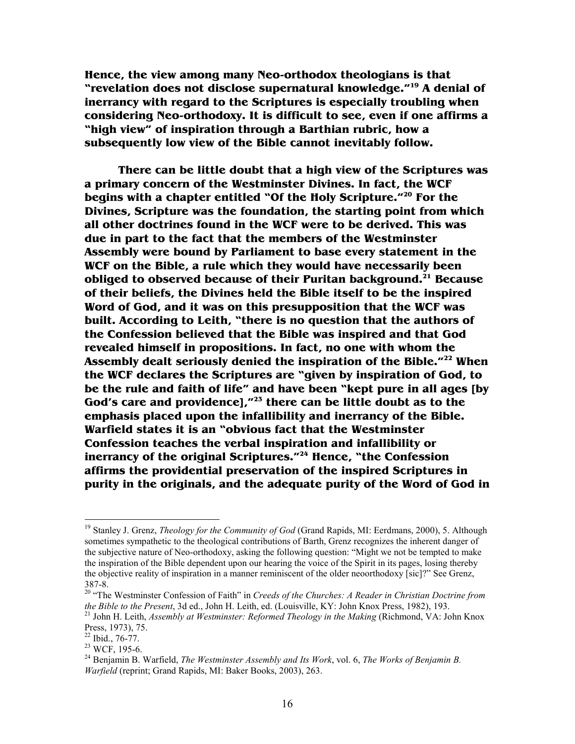**Hence, the view among many Neo-orthodox theologians is that "revelation does not disclose supernatural knowledge."[19] A denial of inerrancy with regard to the Scriptures is especially troubling when considering Neo-orthodoxy. It is difficult to see, even if one affirms a "high view" of inspiration through a Barthian rubric, how a subsequently low view of the Bible cannot inevitably follow.**

**There can be little doubt that a high view of the Scriptures was a primary concern of the Westminster Divines. In fact, the WCF begins with a chapter entitled "Of the Holy Scripture."[20] For the Divines, Scripture was the foundation, the starting point from which all other doctrines found in the WCF were to be derived. This was due in part to the fact that the members of the Westminster Assembly were bound by Parliament to base every statement in the WCF on the Bible, a rule which they would have necessarily been obliged to observed because of their Puritan background.[21] Because of their beliefs, the Divines held the Bible itself to be the inspired Word of God, and it was on this presupposition that the WCF was built. According to Leith, "there is no question that the authors of the Confession believed that the Bible was inspired and that God revealed himself in propositions. In fact, no one with whom the Assembly dealt seriously denied the inspiration of the Bible."[22] When the WCF declares the Scriptures are "given by inspiration of God, to be the rule and faith of life" and have been "kept pure in all ages [by God's care and providence],"[23] there can be little doubt as to the emphasis placed upon the infallibility and inerrancy of the Bible. Warfield states it is an "obvious fact that the Westminster Confession teaches the verbal inspiration and infallibility or inerrancy of the original Scriptures."[24] Hence, "the Confession affirms the providential preservation of the inspired Scriptures in purity in the originals, and the adequate purity of the Word of God in**

---

[19] Stanley J. Grenz, *Theology for the Community of God* (Grand Rapids, MI: Eerdmans, 2000), 5. Although sometimes sympathetic to the theological contributions of Barth, Grenz recognizes the inherent danger of the subjective nature of Neo-orthodoxy, asking the following question: "Might we not be tempted to make the inspiration of the Bible dependent upon our hearing the voice of the Spirit in its pages, losing thereby the objective reality of inspiration in a manner reminiscent of the older neoorthodoxy [sic]?" See Grenz, 387-8.

[20] "The Westminster Confession of Faith" in *Creeds of the Churches: A Reader in Christian Doctrine from the Bible to the Present*, 3d ed., John H. Leith, ed. (Louisville, KY: John Knox Press, 1982), 193.

[21] John H. Leith, *Assembly at Westminster: Reformed Theology in the Making* (Richmond, VA: John Knox Press, 1973), 75.

[22] Ibid., 76-77.

[23] WCF, 195-6.

[24] Benjamin B. Warfield, *The Westminster Assembly and Its Work*, vol. 6, *The Works of Benjamin B. Warfield* (reprint; Grand Rapids, MI: Baker Books, 2003), 263.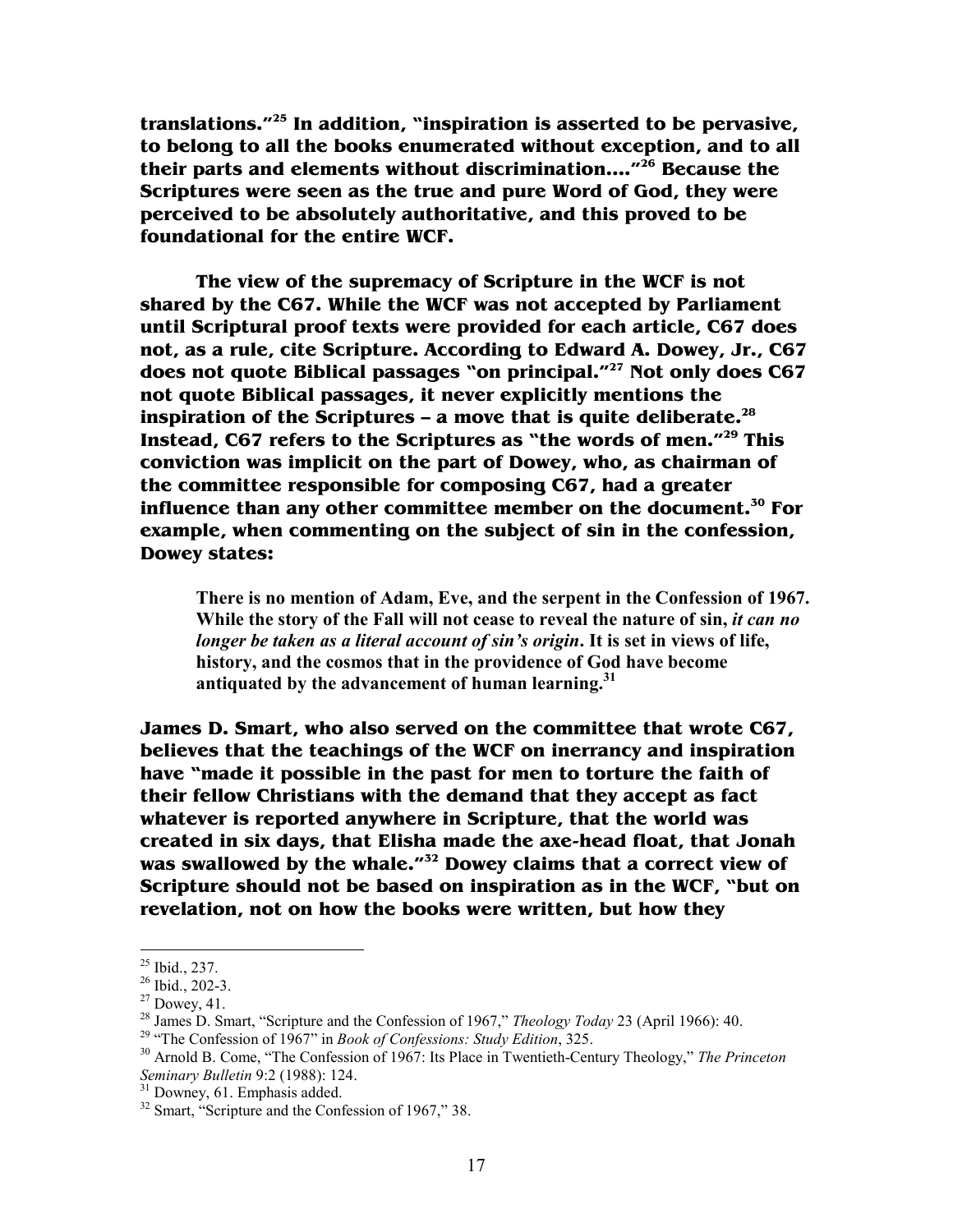**translations."[25] In addition, "inspiration is asserted to be pervasive, to belong to all the books enumerated without exception, and to all their parts and elements without discrimination…."[26] Because the Scriptures were seen as the true and pure Word of God, they were perceived to be absolutely authoritative, and this proved to be foundational for the entire WCF.**

**The view of the supremacy of Scripture in the WCF is not shared by the C67. While the WCF was not accepted by Parliament until Scriptural proof texts were provided for each article, C67 does not, as a rule, cite Scripture. According to Edward A. Dowey, Jr., C67 does not quote Biblical passages "on principal."[27] Not only does C67 not quote Biblical passages, it never explicitly mentions the inspiration of the Scriptures – a move that is quite deliberate.[28] Instead, C67 refers to the Scriptures as "the words of men."[29] This conviction was implicit on the part of Dowey, who, as chairman of the committee responsible for composing C67, had a greater influence than any other committee member on the document.[30] For example, when commenting on the subject of sin in the confession, Dowey states:**

> **There is no mention of Adam, Eve, and the serpent in the Confession of 1967. While the story of the Fall will not cease to reveal the nature of sin, *it can no longer be taken as a literal account of sin's origin*. It is set in views of life, history, and the cosmos that in the providence of God have become antiquated by the advancement of human learning.[31]**

**James D. Smart, who also served on the committee that wrote C67, believes that the teachings of the WCF on inerrancy and inspiration have "made it possible in the past for men to torture the faith of their fellow Christians with the demand that they accept as fact whatever is reported anywhere in Scripture, that the world was created in six days, that Elisha made the axe-head float, that Jonah was swallowed by the whale."[32] Dowey claims that a correct view of Scripture should not be based on inspiration as in the WCF, "but on revelation, not on how the books were written, but how they**

---

[25] Ibid., 237.

[26] Ibid., 202-3.

[27] Dowey, 41.

[28] James D. Smart, "Scripture and the Confession of 1967," *Theology Today* 23 (April 1966): 40.

[29] "The Confession of 1967" in *Book of Confessions: Study Edition*, 325.

[30] Arnold B. Come, "The Confession of 1967: Its Place in Twentieth-Century Theology," *The Princeton Seminary Bulletin* 9:2 (1988): 124.

[31] Downey, 61. Emphasis added.

[32] Smart, "Scripture and the Confession of 1967," 38.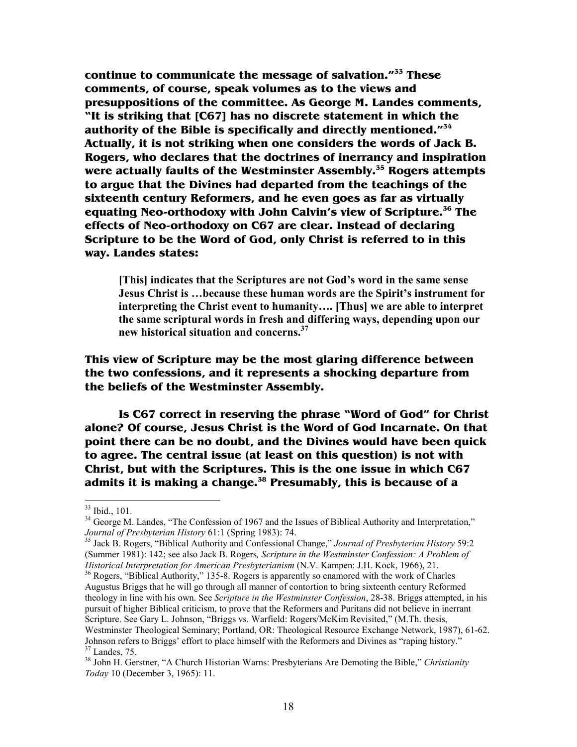**continue to communicate the message of salvation."[33] These comments, of course, speak volumes as to the views and presuppositions of the committee. As George M. Landes comments, "It is striking that [C67] has no discrete statement in which the authority of the Bible is specifically and directly mentioned."[34] Actually, it is not striking when one considers the words of Jack B. Rogers, who declares that the doctrines of inerrancy and inspiration were actually faults of the Westminster Assembly.[35] Rogers attempts to argue that the Divines had departed from the teachings of the sixteenth century Reformers, and he even goes as far as virtually equating Neo-orthodoxy with John Calvin's view of Scripture.[36] The effects of Neo-orthodoxy on C67 are clear. Instead of declaring Scripture to be the Word of God, only Christ is referred to in this way. Landes states:**

> **[This] indicates that the Scriptures are not God's word in the same sense Jesus Christ is …because these human words are the Spirit's instrument for interpreting the Christ event to humanity…. [Thus] we are able to interpret the same scriptural words in fresh and differing ways, depending upon our new historical situation and concerns.[37]**

**This view of Scripture may be the most glaring difference between the two confessions, and it represents a shocking departure from the beliefs of the Westminster Assembly.**

**Is C67 correct in reserving the phrase "Word of God" for Christ alone? Of course, Jesus Christ is the Word of God Incarnate. On that point there can be no doubt, and the Divines would have been quick to agree. The central issue (at least on this question) is not with Christ, but with the Scriptures. This is the one issue in which C67 admits it is making a change.[38] Presumably, this is because of a**

---

[33] Ibid., 101.

[34] George M. Landes, "The Confession of 1967 and the Issues of Biblical Authority and Interpretation," *Journal of Presbyterian History* 61:1 (Spring 1983): 74.

[35] Jack B. Rogers, "Biblical Authority and Confessional Change," *Journal of Presbyterian History* 59:2 (Summer 1981): 142; see also Jack B. Rogers*, Scripture in the Westminster Confession: A Problem of Historical Interpretation for American Presbyterianism* (N.V. Kampen: J.H. Kock, 1966), 21.

[36] Rogers, "Biblical Authority," 135-8. Rogers is apparently so enamored with the work of Charles Augustus Briggs that he will go through all manner of contortion to bring sixteenth century Reformed theology in line with his own. See *Scripture in the Westminster Confession*, 28-38. Briggs attempted, in his pursuit of higher Biblical criticism, to prove that the Reformers and Puritans did not believe in inerrant Scripture. See Gary L. Johnson, "Briggs vs. Warfield: Rogers/McKim Revisited," (M.Th. thesis, Westminster Theological Seminary; Portland, OR: Theological Resource Exchange Network, 1987), 61-62. Johnson refers to Briggs' effort to place himself with the Reformers and Divines as "raping history."

[37] Landes, 75.

[38] John H. Gerstner, "A Church Historian Warns: Presbyterians Are Demoting the Bible," *Christianity Today* 10 (December 3, 1965): 11.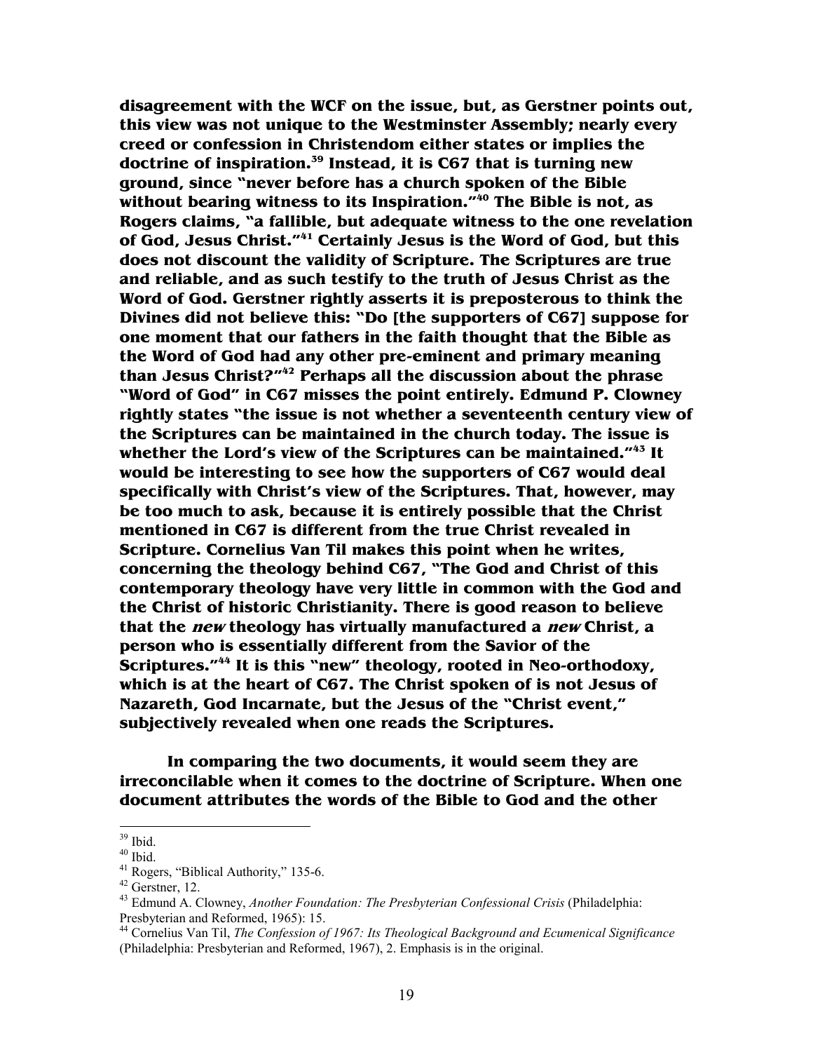**disagreement with the WCF on the issue, but, as Gerstner points out, this view was not unique to the Westminster Assembly; nearly every creed or confession in Christendom either states or implies the doctrine of inspiration.[39] Instead, it is C67 that is turning new ground, since "never before has a church spoken of the Bible without bearing witness to its Inspiration."[40] The Bible is not, as Rogers claims, "a fallible, but adequate witness to the one revelation of God, Jesus Christ."[41] Certainly Jesus is the Word of God, but this does not discount the validity of Scripture. The Scriptures are true and reliable, and as such testify to the truth of Jesus Christ as the Word of God. Gerstner rightly asserts it is preposterous to think the Divines did not believe this: "Do [the supporters of C67] suppose for one moment that our fathers in the faith thought that the Bible as the Word of God had any other pre-eminent and primary meaning than Jesus Christ?"[42] Perhaps all the discussion about the phrase "Word of God" in C67 misses the point entirely. Edmund P. Clowney rightly states "the issue is not whether a seventeenth century view of the Scriptures can be maintained in the church today. The issue is whether the Lord's view of the Scriptures can be maintained."[43] It would be interesting to see how the supporters of C67 would deal specifically with Christ's view of the Scriptures. That, however, may be too much to ask, because it is entirely possible that the Christ mentioned in C67 is different from the true Christ revealed in Scripture. Cornelius Van Til makes this point when he writes, concerning the theology behind C67, "The God and Christ of this contemporary theology have very little in common with the God and the Christ of historic Christianity. There is good reason to believe that the *new* theology has virtually manufactured a *new* Christ, a person who is essentially different from the Savior of the Scriptures."[44] It is this "new" theology, rooted in Neo-orthodoxy, which is at the heart of C67. The Christ spoken of is not Jesus of Nazareth, God Incarnate, but the Jesus of the "Christ event," subjectively revealed when one reads the Scriptures.**

**In comparing the two documents, it would seem they are irreconcilable when it comes to the doctrine of Scripture. When one document attributes the words of the Bible to God and the other**

---

[39] Ibid.

[40] Ibid.

[41] Rogers, "Biblical Authority," 135-6.

[42] Gerstner, 12.

[43] Edmund A. Clowney, *Another Foundation: The Presbyterian Confessional Crisis* (Philadelphia: Presbyterian and Reformed, 1965): 15.

[44] Cornelius Van Til, *The Confession of 1967: Its Theological Background and Ecumenical Significance* (Philadelphia: Presbyterian and Reformed, 1967), 2. Emphasis is in the original.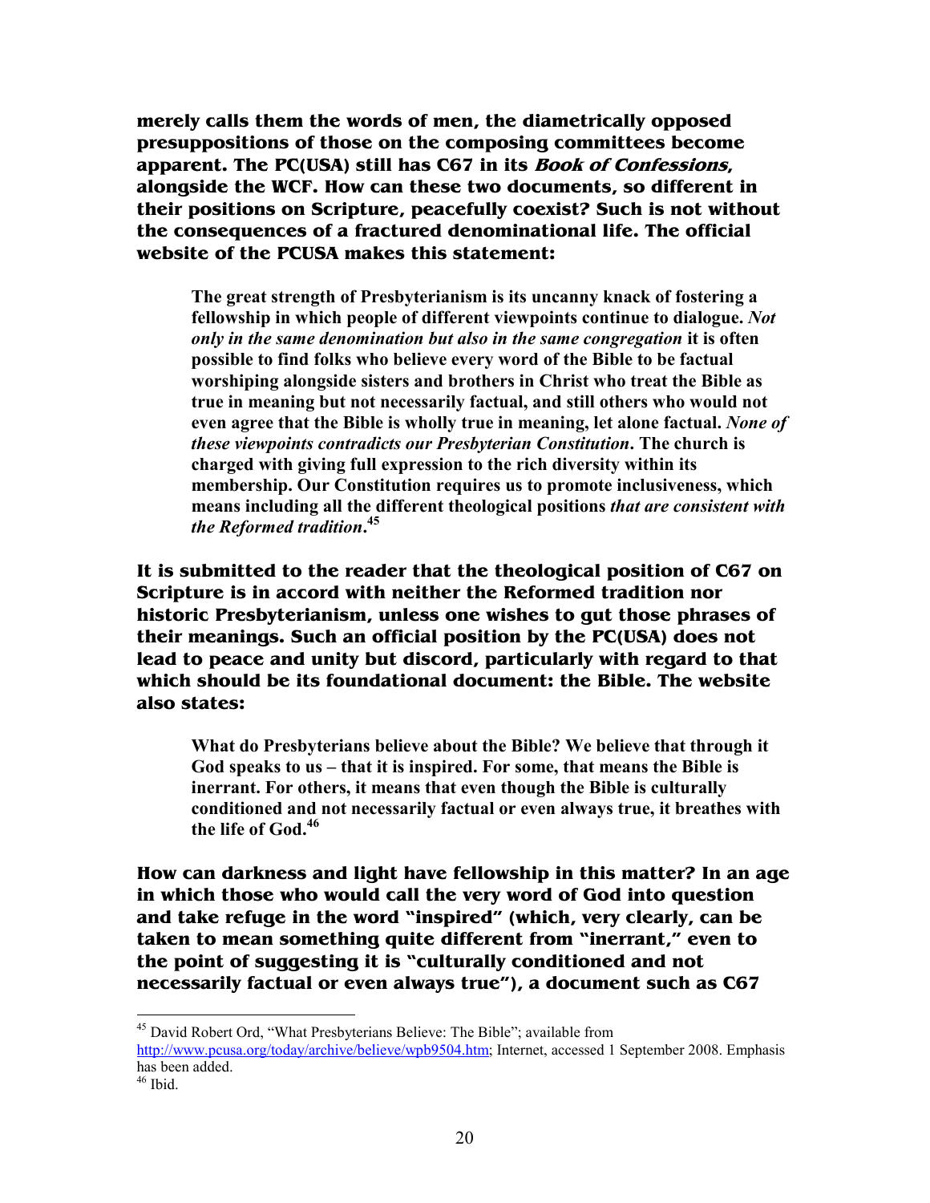**merely calls them the words of men, the diametrically opposed presuppositions of those on the composing committees become apparent. The PC(USA) still has C67 in its *Book of Confessions*, alongside the WCF. How can these two documents, so different in their positions on Scripture, peacefully coexist? Such is not without the consequences of a fractured denominational life. The official website of the PCUSA makes this statement:**

> **The great strength of Presbyterianism is its uncanny knack of fostering a fellowship in which people of different viewpoints continue to dialogue. *Not only in the same denomination but also in the same congregation* it is often possible to find folks who believe every word of the Bible to be factual worshiping alongside sisters and brothers in Christ who treat the Bible as true in meaning but not necessarily factual, and still others who would not even agree that the Bible is wholly true in meaning, let alone factual. *None of these viewpoints contradicts our Presbyterian Constitution*. The church is charged with giving full expression to the rich diversity within its membership. Our Constitution requires us to promote inclusiveness, which means including all the different theological positions *that are consistent with the Reformed tradition*.[45]**

**It is submitted to the reader that the theological position of C67 on Scripture is in accord with neither the Reformed tradition nor historic Presbyterianism, unless one wishes to gut those phrases of their meanings. Such an official position by the PC(USA) does not lead to peace and unity but discord, particularly with regard to that which should be its foundational document: the Bible. The website also states:**

> **What do Presbyterians believe about the Bible? We believe that through it God speaks to us – that it is inspired. For some, that means the Bible is inerrant. For others, it means that even though the Bible is culturally conditioned and not necessarily factual or even always true, it breathes with the life of God.[46]**

**How can darkness and light have fellowship in this matter? In an age in which those who would call the very word of God into question and take refuge in the word "inspired" (which, very clearly, can be taken to mean something quite different from "inerrant," even to the point of suggesting it is "culturally conditioned and not necessarily factual or even always true"), a document such as C67**

---

[45] David Robert Ord, "What Presbyterians Believe: The Bible"; available from http://www.pcusa.org/today/archive/believe/wpb9504.htm; Internet, accessed 1 September 2008. Emphasis has been added.

[46] Ibid.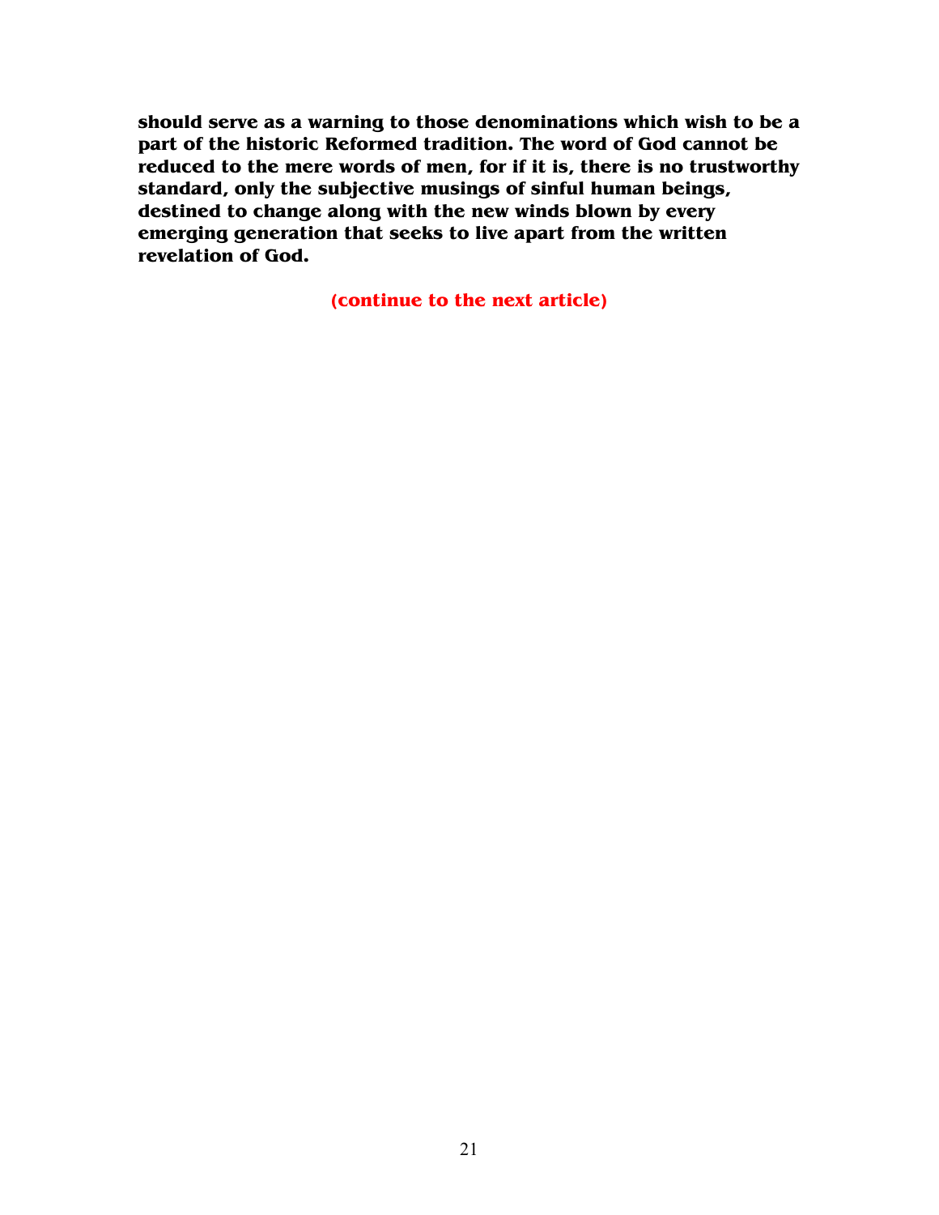**should serve as a warning to those denominations which wish to be a part of the historic Reformed tradition. The word of God cannot be reduced to the mere words of men, for if it is, there is no trustworthy standard, only the subjective musings of sinful human beings, destined to change along with the new winds blown by every emerging generation that seeks to live apart from the written revelation of God.**

**(continue to the next article)**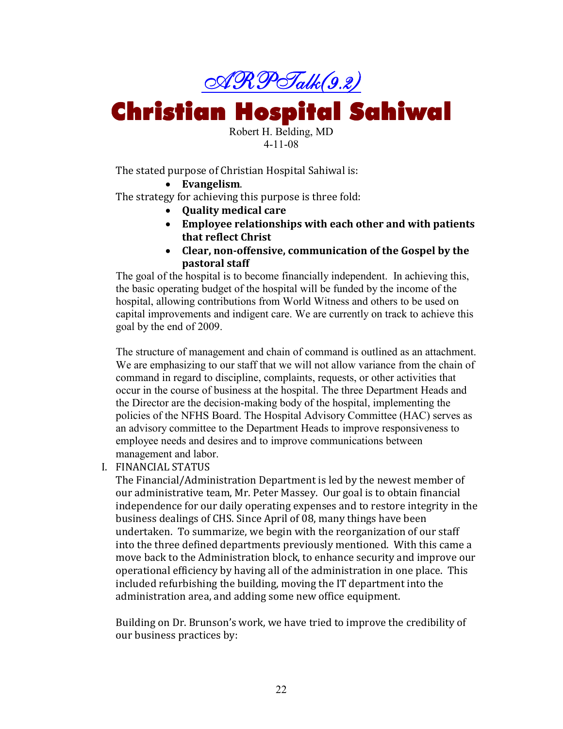*ARPTalk(9.2)*

# Christian Hospital Sahiwal

Robert H. Belding, MD
4-11-08

The stated purpose of Christian Hospital Sahiwal is:

- **Evangelism**.

The strategy for achieving this purpose is three fold:

- **Quality medical care**
- **Employee relationships with each other and with patients that reflect Christ**
- **Clear, non-offensive, communication of the Gospel by the pastoral staff**

The goal of the hospital is to become financially independent. In achieving this, the basic operating budget of the hospital will be funded by the income of the hospital, allowing contributions from World Witness and others to be used on capital improvements and indigent care. We are currently on track to achieve this goal by the end of 2009.

The structure of management and chain of command is outlined as an attachment. We are emphasizing to our staff that we will not allow variance from the chain of command in regard to discipline, complaints, requests, or other activities that occur in the course of business at the hospital. The three Department Heads and the Director are the decision-making body of the hospital, implementing the policies of the NFHS Board. The Hospital Advisory Committee (HAC) serves as an advisory committee to the Department Heads to improve responsiveness to employee needs and desires and to improve communications between management and labor.

I. FINANCIAL STATUS

The Financial/Administration Department is led by the newest member of our administrative team, Mr. Peter Massey. Our goal is to obtain financial independence for our daily operating expenses and to restore integrity in the business dealings of CHS. Since April of 08, many things have been undertaken. To summarize, we begin with the reorganization of our staff into the three defined departments previously mentioned. With this came a move back to the Administration block, to enhance security and improve our operational efficiency by having all of the administration in one place. This included refurbishing the building, moving the IT department into the administration area, and adding some new office equipment.

Building on Dr. Brunson's work, we have tried to improve the credibility of our business practices by: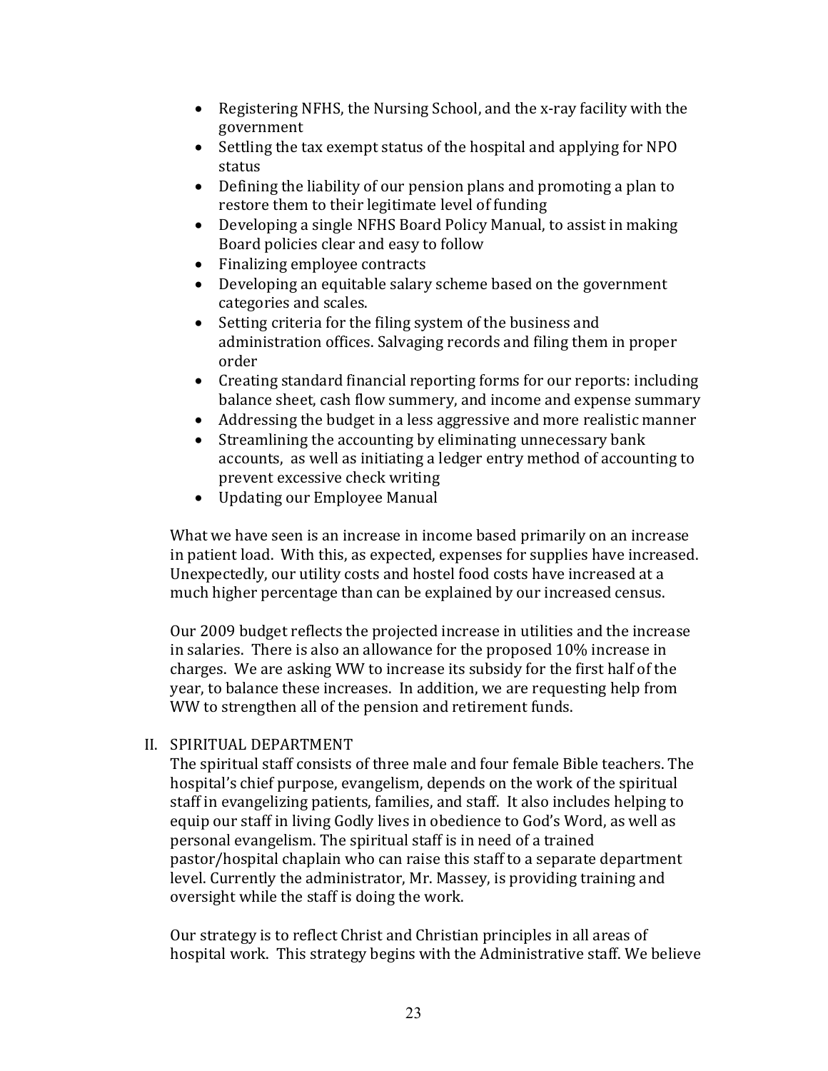- Registering NFHS, the Nursing School, and the x-ray facility with the government
- Settling the tax exempt status of the hospital and applying for NPO status
- Defining the liability of our pension plans and promoting a plan to restore them to their legitimate level of funding
- Developing a single NFHS Board Policy Manual, to assist in making Board policies clear and easy to follow
- Finalizing employee contracts
- Developing an equitable salary scheme based on the government categories and scales.
- Setting criteria for the filing system of the business and administration offices. Salvaging records and filing them in proper order
- Creating standard financial reporting forms for our reports: including balance sheet, cash flow summery, and income and expense summary
- Addressing the budget in a less aggressive and more realistic manner
- Streamlining the accounting by eliminating unnecessary bank accounts, as well as initiating a ledger entry method of accounting to prevent excessive check writing
- Updating our Employee Manual

What we have seen is an increase in income based primarily on an increase in patient load. With this, as expected, expenses for supplies have increased. Unexpectedly, our utility costs and hostel food costs have increased at a much higher percentage than can be explained by our increased census.

Our 2009 budget reflects the projected increase in utilities and the increase in salaries. There is also an allowance for the proposed 10% increase in charges. We are asking WW to increase its subsidy for the first half of the year, to balance these increases. In addition, we are requesting help from WW to strengthen all of the pension and retirement funds.

## II. SPIRITUAL DEPARTMENT

The spiritual staff consists of three male and four female Bible teachers. The hospital's chief purpose, evangelism, depends on the work of the spiritual staff in evangelizing patients, families, and staff. It also includes helping to equip our staff in living Godly lives in obedience to God's Word, as well as personal evangelism. The spiritual staff is in need of a trained pastor/hospital chaplain who can raise this staff to a separate department level. Currently the administrator, Mr. Massey, is providing training and oversight while the staff is doing the work.

Our strategy is to reflect Christ and Christian principles in all areas of hospital work. This strategy begins with the Administrative staff. We believe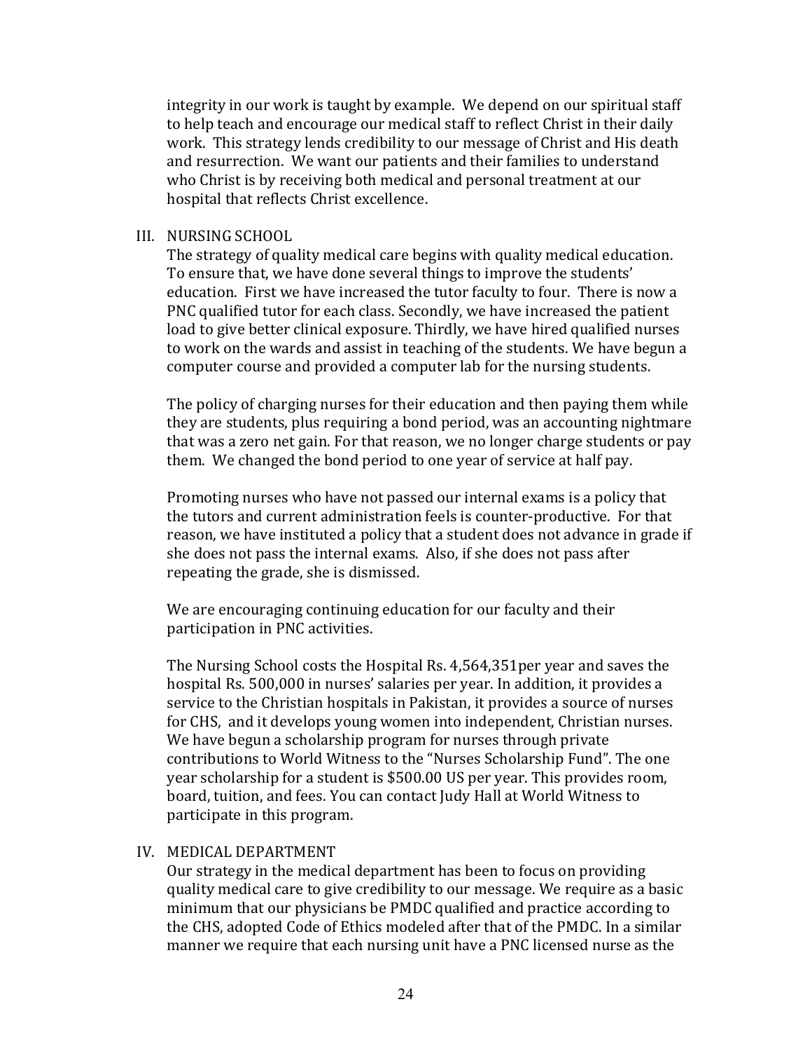integrity in our work is taught by example. We depend on our spiritual staff to help teach and encourage our medical staff to reflect Christ in their daily work. This strategy lends credibility to our message of Christ and His death and resurrection. We want our patients and their families to understand who Christ is by receiving both medical and personal treatment at our hospital that reflects Christ excellence.

## III. NURSING SCHOOL

The strategy of quality medical care begins with quality medical education. To ensure that, we have done several things to improve the students' education. First we have increased the tutor faculty to four. There is now a PNC qualified tutor for each class. Secondly, we have increased the patient load to give better clinical exposure. Thirdly, we have hired qualified nurses to work on the wards and assist in teaching of the students. We have begun a computer course and provided a computer lab for the nursing students.

The policy of charging nurses for their education and then paying them while they are students, plus requiring a bond period, was an accounting nightmare that was a zero net gain. For that reason, we no longer charge students or pay them. We changed the bond period to one year of service at half pay.

Promoting nurses who have not passed our internal exams is a policy that the tutors and current administration feels is counter-productive. For that reason, we have instituted a policy that a student does not advance in grade if she does not pass the internal exams. Also, if she does not pass after repeating the grade, she is dismissed.

We are encouraging continuing education for our faculty and their participation in PNC activities.

The Nursing School costs the Hospital Rs. 4,564,351per year and saves the hospital Rs. 500,000 in nurses' salaries per year. In addition, it provides a service to the Christian hospitals in Pakistan, it provides a source of nurses for CHS, and it develops young women into independent, Christian nurses. We have begun a scholarship program for nurses through private contributions to World Witness to the "Nurses Scholarship Fund". The one year scholarship for a student is $500.00 US per year. This provides room, board, tuition, and fees. You can contact Judy Hall at World Witness to participate in this program.

## IV. MEDICAL DEPARTMENT

Our strategy in the medical department has been to focus on providing quality medical care to give credibility to our message. We require as a basic minimum that our physicians be PMDC qualified and practice according to the CHS, adopted Code of Ethics modeled after that of the PMDC. In a similar manner we require that each nursing unit have a PNC licensed nurse as the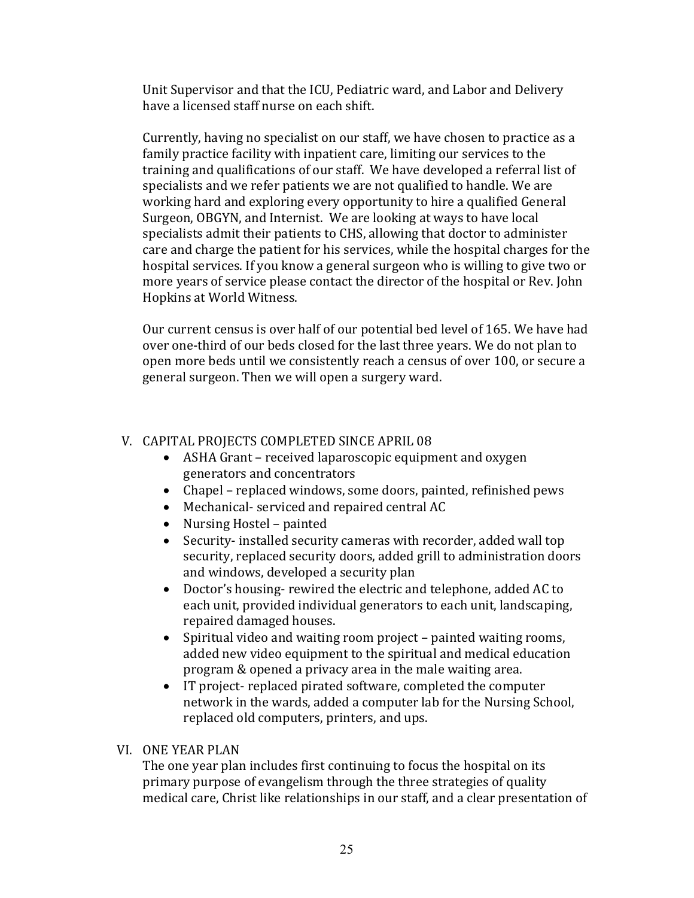Unit Supervisor and that the ICU, Pediatric ward, and Labor and Delivery have a licensed staff nurse on each shift.

Currently, having no specialist on our staff, we have chosen to practice as a family practice facility with inpatient care, limiting our services to the training and qualifications of our staff. We have developed a referral list of specialists and we refer patients we are not qualified to handle. We are working hard and exploring every opportunity to hire a qualified General Surgeon, OBGYN, and Internist. We are looking at ways to have local specialists admit their patients to CHS, allowing that doctor to administer care and charge the patient for his services, while the hospital charges for the hospital services. If you know a general surgeon who is willing to give two or more years of service please contact the director of the hospital or Rev. John Hopkins at World Witness.

Our current census is over half of our potential bed level of 165. We have had over one-third of our beds closed for the last three years. We do not plan to open more beds until we consistently reach a census of over 100, or secure a general surgeon. Then we will open a surgery ward.

## V. CAPITAL PROJECTS COMPLETED SINCE APRIL 08

- ASHA Grant – received laparoscopic equipment and oxygen generators and concentrators
- Chapel – replaced windows, some doors, painted, refinished pews
- Mechanical- serviced and repaired central AC
- Nursing Hostel – painted
- Security- installed security cameras with recorder, added wall top security, replaced security doors, added grill to administration doors and windows, developed a security plan
- Doctor's housing- rewired the electric and telephone, added AC to each unit, provided individual generators to each unit, landscaping, repaired damaged houses.
- Spiritual video and waiting room project – painted waiting rooms, added new video equipment to the spiritual and medical education program & opened a privacy area in the male waiting area.
- IT project- replaced pirated software, completed the computer network in the wards, added a computer lab for the Nursing School, replaced old computers, printers, and ups.

## VI. ONE YEAR PLAN

The one year plan includes first continuing to focus the hospital on its primary purpose of evangelism through the three strategies of quality medical care, Christ like relationships in our staff, and a clear presentation of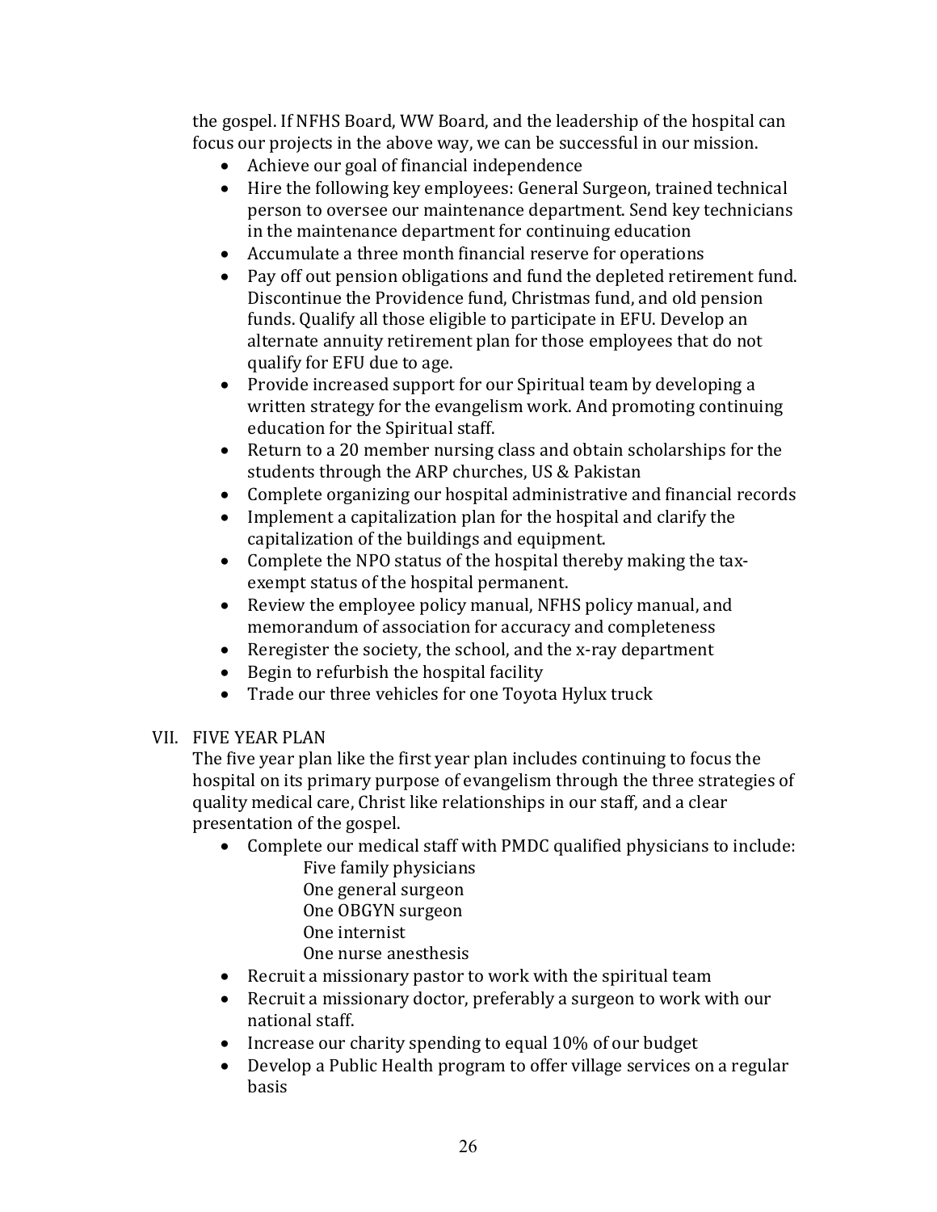the gospel. If NFHS Board, WW Board, and the leadership of the hospital can focus our projects in the above way, we can be successful in our mission.

- Achieve our goal of financial independence
- Hire the following key employees: General Surgeon, trained technical person to oversee our maintenance department. Send key technicians in the maintenance department for continuing education
- Accumulate a three month financial reserve for operations
- Pay off out pension obligations and fund the depleted retirement fund. Discontinue the Providence fund, Christmas fund, and old pension funds. Qualify all those eligible to participate in EFU. Develop an alternate annuity retirement plan for those employees that do not qualify for EFU due to age.
- Provide increased support for our Spiritual team by developing a written strategy for the evangelism work. And promoting continuing education for the Spiritual staff.
- Return to a 20 member nursing class and obtain scholarships for the students through the ARP churches, US & Pakistan
- Complete organizing our hospital administrative and financial records
- Implement a capitalization plan for the hospital and clarify the capitalization of the buildings and equipment.
- Complete the NPO status of the hospital thereby making the tax-exempt status of the hospital permanent.
- Review the employee policy manual, NFHS policy manual, and memorandum of association for accuracy and completeness
- Reregister the society, the school, and the x-ray department
- Begin to refurbish the hospital facility
- Trade our three vehicles for one Toyota Hylux truck

## VII. FIVE YEAR PLAN

The five year plan like the first year plan includes continuing to focus the hospital on its primary purpose of evangelism through the three strategies of quality medical care, Christ like relationships in our staff, and a clear presentation of the gospel.

- Complete our medical staff with PMDC qualified physicians to include:
  - Five family physicians
  - One general surgeon
  - One OBGYN surgeon
  - One internist
  - One nurse anesthesis
- Recruit a missionary pastor to work with the spiritual team
- Recruit a missionary doctor, preferably a surgeon to work with our national staff.
- Increase our charity spending to equal 10% of our budget
- Develop a Public Health program to offer village services on a regular basis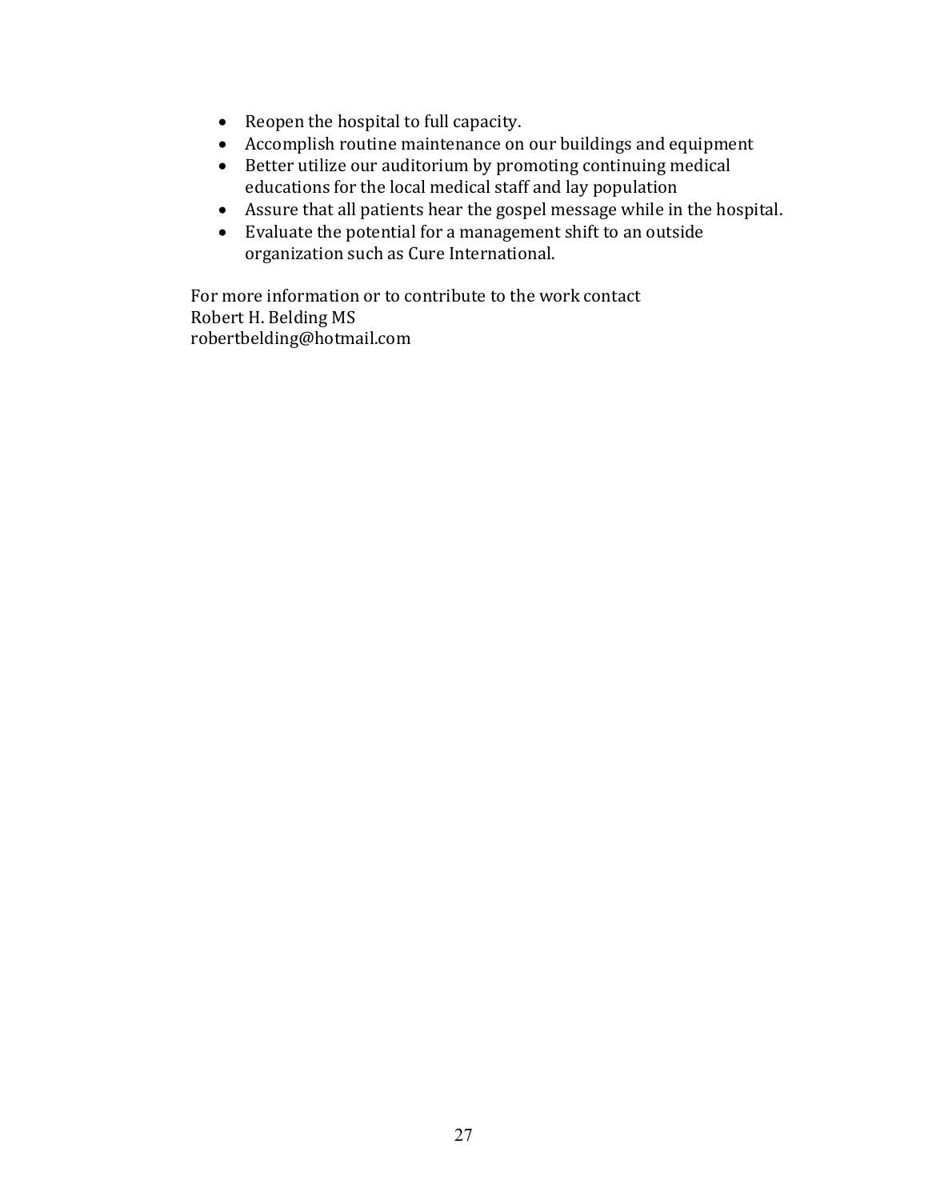- Reopen the hospital to full capacity.
- Accomplish routine maintenance on our buildings and equipment
- Better utilize our auditorium by promoting continuing medical educations for the local medical staff and lay population
- Assure that all patients hear the gospel message while in the hospital.
- Evaluate the potential for a management shift to an outside organization such as Cure International.

For more information or to contribute to the work contact
Robert H. Belding MS
robertbelding@hotmail.com